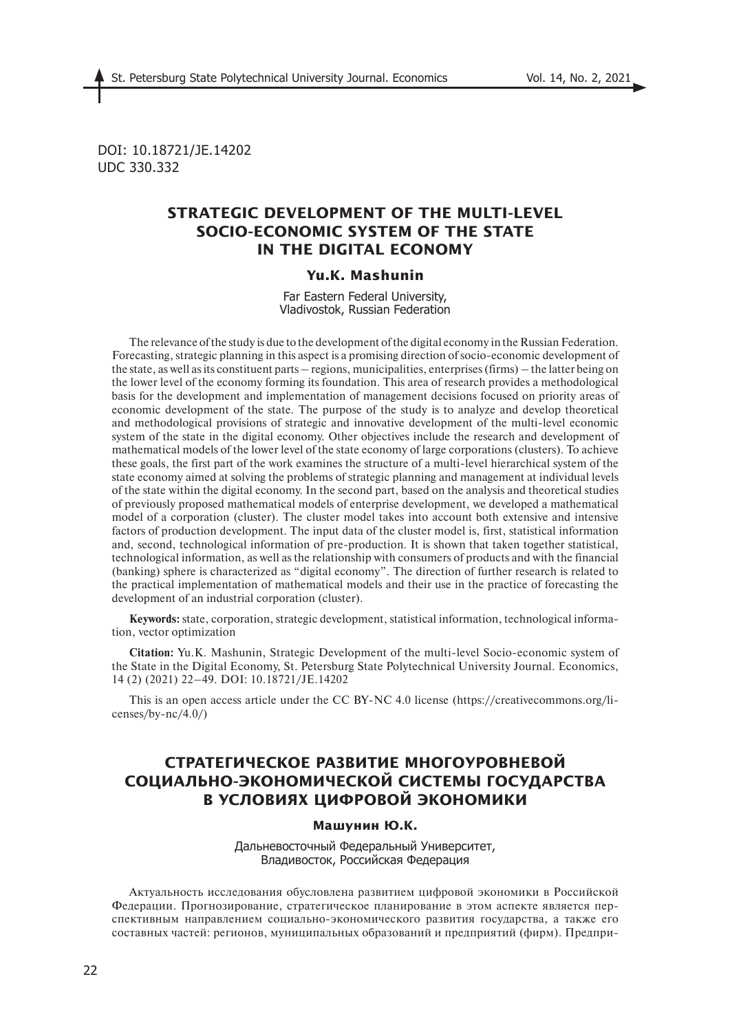DOI: 10.18721/JE.14202
UDC 330.332

# STRATEGIC DEVELOPMENT OF THE MULTI-LEVEL SOCIO-ECONOMIC SYSTEM OF THE STATE IN THE DIGITAL ECONOMY

**Yu.K. Mashunin**

Far Eastern Federal University, Vladivostok, Russian Federation

The relevance of the study is due to the development of the digital economy in the Russian Federation. Forecasting, strategic planning in this aspect is a promising direction of socio-economic development of the state, as well as its constituent parts – regions, municipalities, enterprises (firms) – the latter being on the lower level of the economy forming its foundation. This area of research provides a methodological basis for the development and implementation of management decisions focused on priority areas of economic development of the state. The purpose of the study is to analyze and develop theoretical and methodological provisions of strategic and innovative development of the multi-level economic system of the state in the digital economy. Other objectives include the research and development of mathematical models of the lower level of the state economy of large corporations (clusters). To achieve these goals, the first part of the work examines the structure of a multi-level hierarchical system of the state economy aimed at solving the problems of strategic planning and management at individual levels of the state within the digital economy. In the second part, based on the analysis and theoretical studies of previously proposed mathematical models of enterprise development, we developed a mathematical model of a corporation (cluster). The cluster model takes into account both extensive and intensive factors of production development. The input data of the cluster model is, first, statistical information and, second, technological information of pre-production. It is shown that taken together statistical, technological information, as well as the relationship with consumers of products and with the financial (banking) sphere is characterized as "digital economy". The direction of further research is related to the practical implementation of mathematical models and their use in the practice of forecasting the development of an industrial corporation (cluster).

**Keywords:** state, corporation, strategic development, statistical information, technological information, vector optimization

**Citation:** Yu.K. Mashunin, Strategic Development of the multi-level Socio-economic system of the State in the Digital Economy, St. Petersburg State Polytechnical University Journal. Economics, 14 (2) (2021) 22–49. DOI: 10.18721/JE.14202

This is an open access article under the CC BY-NC 4.0 license (https://creativecommons.org/licenses/by-nc/4.0/)

# СТРАТЕГИЧЕСКОЕ РАЗВИТИЕ МНОГОУРОВНЕВОЙ СОЦИАЛЬНО-ЭКОНОМИЧЕСКОЙ СИСТЕМЫ ГОСУДАРСТВА В УСЛОВИЯХ ЦИФРОВОЙ ЭКОНОМИКИ

**Машунин Ю.К.**

Дальневосточный Федеральный Университет, Владивосток, Российская Федерация

Актуальность исследования обусловлена развитием цифровой экономики в Российской Федерации. Прогнозирование, стратегическое планирование в этом аспекте является перспективным направлением социально-экономического развития государства, а также его составных частей: регионов, муниципальных образований и предприятий (фирм). Предпри-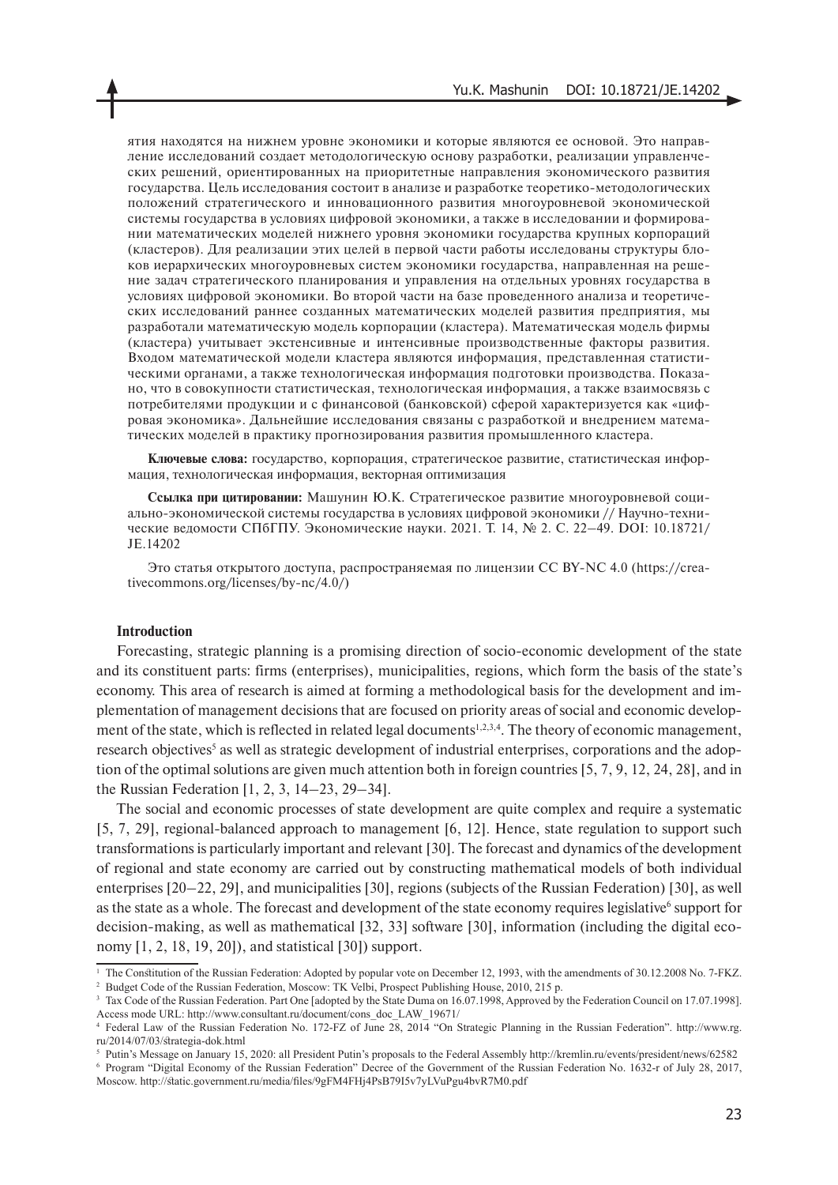ятия находятся на нижнем уровне экономики и которые являются ее основой. Это направление исследований создает методологическую основу разработки, реализации управленческих решений, ориентированных на приоритетные направления экономического развития государства. Цель исследования состоит в анализе и разработке теоретико-методологических положений стратегического и инновационного развития многоуровневой экономической системы государства в условиях цифровой экономики, а также в исследовании и формировании математических моделей нижнего уровня экономики государства крупных корпораций (кластеров). Для реализации этих целей в первой части работы исследованы структуры блоков иерархических многоуровневых систем экономики государства, направленная на решение задач стратегического планирования и управления на отдельных уровнях государства в условиях цифровой экономики. Во второй части на базе проведенного анализа и теоретических исследований раннее созданных математических моделей развития предприятия, мы разработали математическую модель корпорации (кластера). Математическая модель фирмы (кластера) учитывает экстенсивные и интенсивные производственные факторы развития. Входом математической модели кластера являются информация, представленная статистическими органами, а также технологическая информация подготовки производства. Показано, что в совокупности статистическая, технологическая информация, а также взаимосвязь с потребителями продукции и с финансовой (банковской) сферой характеризуется как «цифровая экономика». Дальнейшие исследования связаны с разработкой и внедрением математических моделей в практику прогнозирования развития промышленного кластера.

**Ключевые слова:** государство, корпорация, стратегическое развитие, статистическая информация, технологическая информация, векторная оптимизация

**Ссылка при цитировании:** Машунин Ю.К. Стратегическое развитие многоуровневой социально-экономической системы государства в условиях цифровой экономики // Научно-технические ведомости СПбГПУ. Экономические науки. 2021. Т. 14, № 2. С. 22–49. DOI: 10.18721/JE.14202

Это статья открытого доступа, распространяемая по лицензии CC BY-NC 4.0 (https://creativecommons.org/licenses/by-nc/4.0/)

**Introduction**

Forecasting, strategic planning is a promising direction of socio-economic development of the state and its constituent parts: firms (enterprises), municipalities, regions, which form the basis of the state's economy. This area of research is aimed at forming a methodological basis for the development and implementation of management decisions that are focused on priority areas of social and economic development of the state, which is reflected in related legal documents[1,2,3,4]. The theory of economic management, research objectives[5] as well as strategic development of industrial enterprises, corporations and the adoption of the optimal solutions are given much attention both in foreign countries [5, 7, 9, 12, 24, 28], and in the Russian Federation [1, 2, 3, 14–23, 29–34].

The social and economic processes of state development are quite complex and require a systematic [5, 7, 29], regional-balanced approach to management [6, 12]. Hence, state regulation to support such transformations is particularly important and relevant [30]. The forecast and dynamics of the development of regional and state economy are carried out by constructing mathematical models of both individual enterprises [20–22, 29], and municipalities [30], regions (subjects of the Russian Federation) [30], as well as the state as a whole. The forecast and development of the state economy requires legislative[6] support for decision-making, as well as mathematical [32, 33] software [30], information (including the digital economy [1, 2, 18, 19, 20]), and statistical [30]) support.

[1] The Constitution of the Russian Federation: Adopted by popular vote on December 12, 1993, with the amendments of 30.12.2008 No. 7-FKZ.

[2] Budget Code of the Russian Federation, Moscow: TK Velbi, Prospect Publishing House, 2010, 215 p.

[3] Tax Code of the Russian Federation. Part One [adopted by the State Duma on 16.07.1998, Approved by the Federation Council on 17.07.1998]. Access mode URL: http://www.consultant.ru/document/cons_doc_LAW_19671/

[4] Federal Law of the Russian Federation No. 172-FZ of June 28, 2014 "On Strategic Planning in the Russian Federation". http://www.rg.ru/2014/07/03/strategia-dok.html

[5] Putin's Message on January 15, 2020: all President Putin's proposals to the Federal Assembly http://kremlin.ru/events/president/news/62582

[6] Program "Digital Economy of the Russian Federation" Decree of the Government of the Russian Federation No. 1632-r of July 28, 2017, Moscow. http://static.government.ru/media/files/9gFM4FHj4PsB79I5v7yLVuPgu4bvR7M0.pdf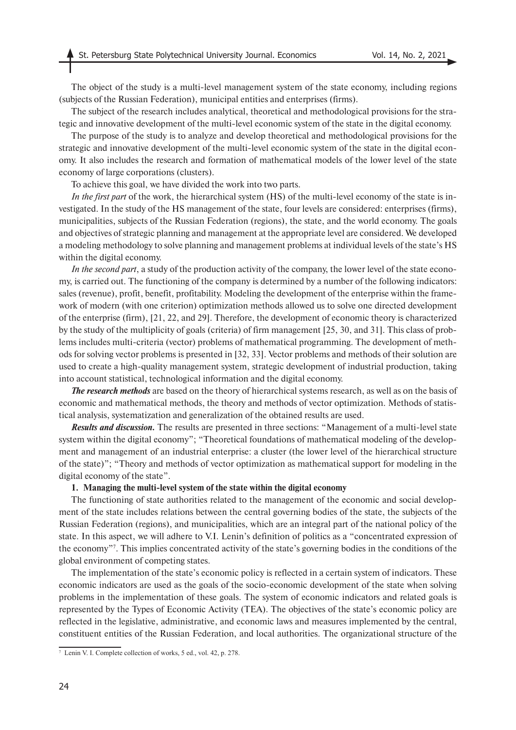The object of the study is a multi-level management system of the state economy, including regions (subjects of the Russian Federation), municipal entities and enterprises (firms).

The subject of the research includes analytical, theoretical and methodological provisions for the strategic and innovative development of the multi-level economic system of the state in the digital economy.

The purpose of the study is to analyze and develop theoretical and methodological provisions for the strategic and innovative development of the multi-level economic system of the state in the digital economy. It also includes the research and formation of mathematical models of the lower level of the state economy of large corporations (clusters).

To achieve this goal, we have divided the work into two parts.

*In the first part* of the work, the hierarchical system (HS) of the multi-level economy of the state is investigated. In the study of the HS management of the state, four levels are considered: enterprises (firms), municipalities, subjects of the Russian Federation (regions), the state, and the world economy. The goals and objectives of strategic planning and management at the appropriate level are considered. We developed a modeling methodology to solve planning and management problems at individual levels of the state's HS within the digital economy.

*In the second part*, a study of the production activity of the company, the lower level of the state economy, is carried out. The functioning of the company is determined by a number of the following indicators: sales (revenue), profit, benefit, profitability. Modeling the development of the enterprise within the framework of modern (with one criterion) optimization methods allowed us to solve one directed development of the enterprise (firm), [21, 22, and 29]. Therefore, the development of economic theory is characterized by the study of the multiplicity of goals (criteria) of firm management [25, 30, and 31]. This class of problems includes multi-criteria (vector) problems of mathematical programming. The development of methods for solving vector problems is presented in [32, 33]. Vector problems and methods of their solution are used to create a high-quality management system, strategic development of industrial production, taking into account statistical, technological information and the digital economy.

***The research methods*** are based on the theory of hierarchical systems research, as well as on the basis of economic and mathematical methods, the theory and methods of vector optimization. Methods of statistical analysis, systematization and generalization of the obtained results are used.

***Results and discussion.*** The results are presented in three sections: "Management of a multi-level state system within the digital economy"; "Theoretical foundations of mathematical modeling of the development and management of an industrial enterprise: a cluster (the lower level of the hierarchical structure of the state)"; "Theory and methods of vector optimization as mathematical support for modeling in the digital economy of the state".

**1. Managing the multi-level system of the state within the digital economy**

The functioning of state authorities related to the management of the economic and social development of the state includes relations between the central governing bodies of the state, the subjects of the Russian Federation (regions), and municipalities, which are an integral part of the national policy of the state. In this aspect, we will adhere to V.I. Lenin's definition of politics as a "concentrated expression of the economy"[7]. This implies concentrated activity of the state's governing bodies in the conditions of the global environment of competing states.

The implementation of the state's economic policy is reflected in a certain system of indicators. These economic indicators are used as the goals of the socio-economic development of the state when solving problems in the implementation of these goals. The system of economic indicators and related goals is represented by the Types of Economic Activity (TEA). The objectives of the state's economic policy are reflected in the legislative, administrative, and economic laws and measures implemented by the central, constituent entities of the Russian Federation, and local authorities. The organizational structure of the

[7] Lenin V. I. Complete collection of works, 5 ed., vol. 42, p. 278.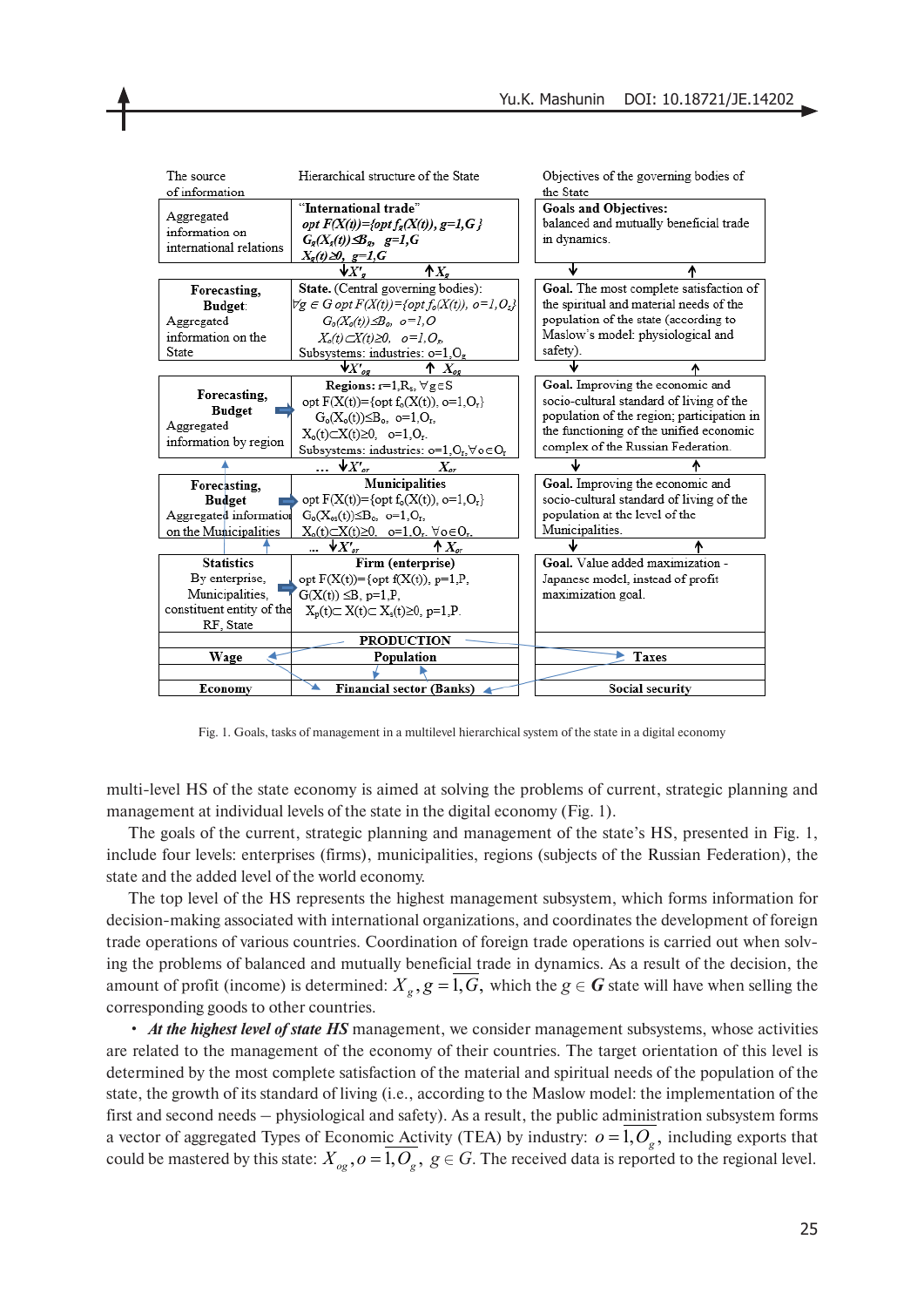| The source of information | Hierarchical structure of the State | Objectives of the governing bodies of the State |
|---|---|---|
| Aggregated information on international relations | **"International trade"** *opt F(X(t))={opt f_g(X(t)), g=1,G }* $G_g(X_g(t)) \le B_g$, $g=1,G$; $X_g(t) \ge 0$, $g=1,G$ ↓ $X'_g$ ↑ $X_g$ | **Goals and Objectives:** balanced and mutually beneficial trade in dynamics. |
| **Forecasting, Budget**: Aggregated information on the State | **State.** (Central governing bodies): $\forall g \in G$ opt $F(X(t))=\{opt\ f_o(X(t)),\ o=1,O_g\}$; $G_o(X_o(t)) \le B_o$, $o=1,O$; $X_o(t) \subset X(t) \ge 0$, $o=1,O_r$, Subsystems: industries: $o=1,O_g$ ↓ $X'_{og}$ ↑ $X_{og}$ | **Goal.** The most complete satisfaction of the spiritual and material needs of the population of the state (according to Maslow's model: physiological and safety). |
| **Forecasting, Budget** Aggregated information by region | **Regions:** $r=1,R_s$, $\forall g \in S$ opt $F(X(t))=\{opt\ f_o(X(t)),\ o=1,O_r\}$ $G_o(X_o(t)) \le B_o$, $o=1,O_r$, $X_o(t) \subset X(t) \ge 0$, $o=1,O_r$. Subsystems: industries: $o=1,O_r$, $\forall o \in O_r$ … ↓ $X'_{or}$ $X_{or}$ | **Goal.** Improving the economic and socio-cultural standard of living of the population of the region; participation in the functioning of the unified economic complex of the Russian Federation. |
| **Forecasting, Budget** Aggregated information on the Municipalities | **Municipalities** opt $F(X(t))=\{opt\ f_o(X(t)),\ o=1,O_r\}$ $G_o(X_{os}(t)) \le B_o$, $o=1,O_r$, $X_o(t) \subset X(t) \ge 0$, $o=1,O_r$, $\forall o \in O_r$. … ↓ $X'_{or}$ ↑ $X_{or}$ | **Goal.** Improving the economic and socio-cultural standard of living of the population at the level of the Municipalities. |
| **Statistics** By enterprise, Municipalities, constituent entity of the RF, State | **Firm (enterprise)** opt $F(X(t))=\{opt\ f(X(t)),\ p=1,P$, $G(X(t)) \le B$, $p=1,P$, $X_p(t) \subset X(t) \subset X_s(t) \ge 0$, $p=1,P$. | **Goal.** Value added maximization - Japanese model, instead of profit maximization goal. |
| | **PRODUCTION** | |
| **Wage** | **Population** | **Taxes** |
| **Economy** | **Financial sector (Banks)** | **Social security** |

Fig. 1. Goals, tasks of management in a multilevel hierarchical system of the state in a digital economy

multi-level HS of the state economy is aimed at solving the problems of current, strategic planning and management at individual levels of the state in the digital economy (Fig. 1).

The goals of the current, strategic planning and management of the state's HS, presented in Fig. 1, include four levels: enterprises (firms), municipalities, regions (subjects of the Russian Federation), the state and the added level of the world economy.

The top level of the HS represents the highest management subsystem, which forms information for decision-making associated with international organizations, and coordinates the development of foreign trade operations of various countries. Coordination of foreign trade operations is carried out when solving the problems of balanced and mutually beneficial trade in dynamics. As a result of the decision, the amount of profit (income) is determined: $X_g, g = \overline{1,G}$, which the $g \in \boldsymbol{G}$ state will have when selling the corresponding goods to other countries.

- ***At the highest level of state HS*** management, we consider management subsystems, whose activities are related to the management of the economy of their countries. The target orientation of this level is determined by the most complete satisfaction of the material and spiritual needs of the population of the state, the growth of its standard of living (i.e., according to the Maslow model: the implementation of the first and second needs – physiological and safety). As a result, the public administration subsystem forms a vector of aggregated Types of Economic Activity (TEA) by industry: $o = \overline{1,O_g}$, including exports that could be mastered by this state: $X_{og}, o = \overline{1,O_g}$, $g \in G$. The received data is reported to the regional level.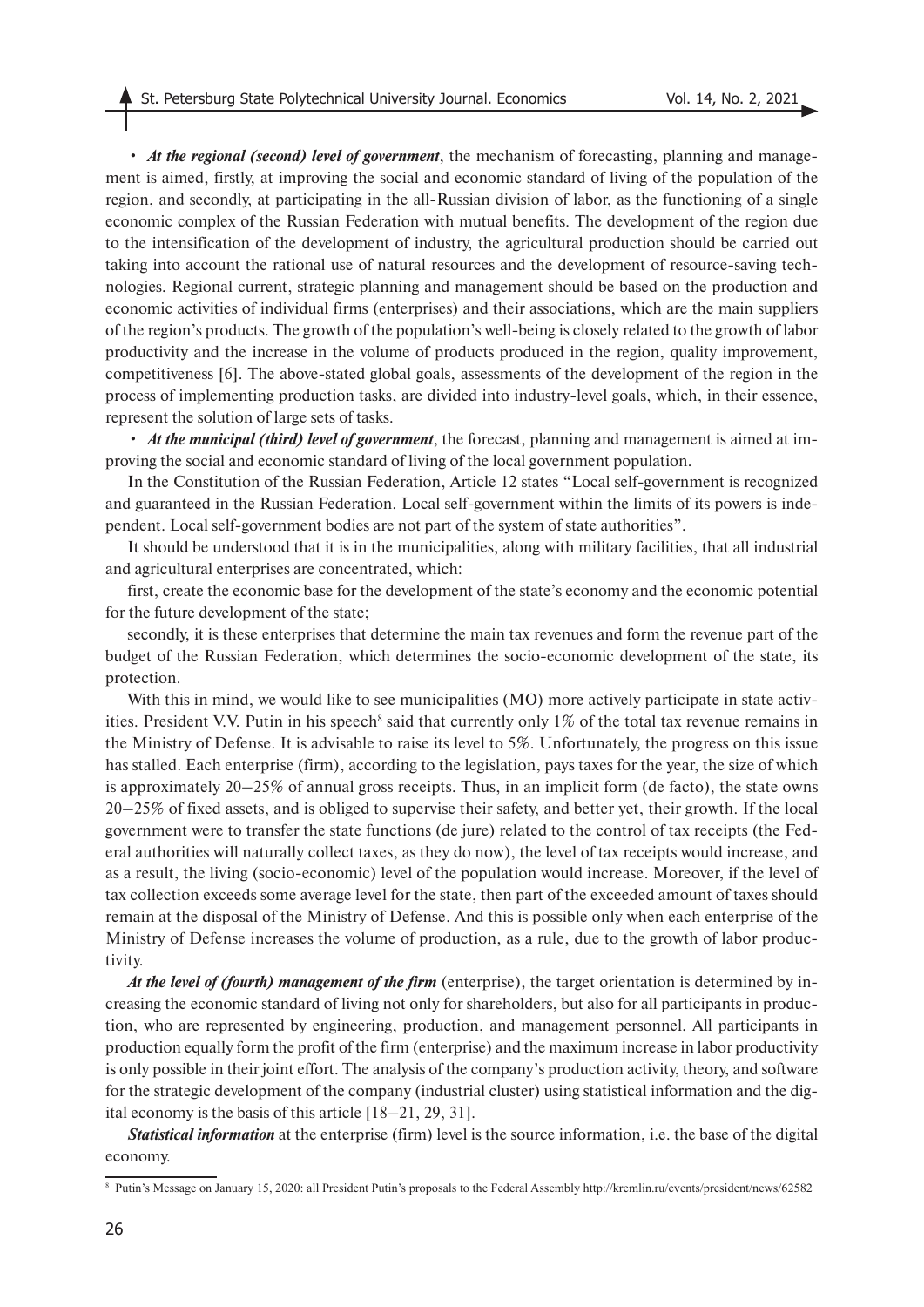- ***At the regional (second) level of government***, the mechanism of forecasting, planning and management is aimed, firstly, at improving the social and economic standard of living of the population of the region, and secondly, at participating in the all-Russian division of labor, as the functioning of a single economic complex of the Russian Federation with mutual benefits. The development of the region due to the intensification of the development of industry, the agricultural production should be carried out taking into account the rational use of natural resources and the development of resource-saving technologies. Regional current, strategic planning and management should be based on the production and economic activities of individual firms (enterprises) and their associations, which are the main suppliers of the region's products. The growth of the population's well-being is closely related to the growth of labor productivity and the increase in the volume of products produced in the region, quality improvement, competitiveness [6]. The above-stated global goals, assessments of the development of the region in the process of implementing production tasks, are divided into industry-level goals, which, in their essence, represent the solution of large sets of tasks.
- ***At the municipal (third) level of government***, the forecast, planning and management is aimed at improving the social and economic standard of living of the local government population.

In the Constitution of the Russian Federation, Article 12 states "Local self-government is recognized and guaranteed in the Russian Federation. Local self-government within the limits of its powers is independent. Local self-government bodies are not part of the system of state authorities".

It should be understood that it is in the municipalities, along with military facilities, that all industrial and agricultural enterprises are concentrated, which:

first, create the economic base for the development of the state's economy and the economic potential for the future development of the state;

secondly, it is these enterprises that determine the main tax revenues and form the revenue part of the budget of the Russian Federation, which determines the socio-economic development of the state, its protection.

With this in mind, we would like to see municipalities (MO) more actively participate in state activities. President V.V. Putin in his speech[8] said that currently only 1% of the total tax revenue remains in the Ministry of Defense. It is advisable to raise its level to 5%. Unfortunately, the progress on this issue has stalled. Each enterprise (firm), according to the legislation, pays taxes for the year, the size of which is approximately 20–25% of annual gross receipts. Thus, in an implicit form (de facto), the state owns 20–25% of fixed assets, and is obliged to supervise their safety, and better yet, their growth. If the local government were to transfer the state functions (de jure) related to the control of tax receipts (the Federal authorities will naturally collect taxes, as they do now), the level of tax receipts would increase, and as a result, the living (socio-economic) level of the population would increase. Moreover, if the level of tax collection exceeds some average level for the state, then part of the exceeded amount of taxes should remain at the disposal of the Ministry of Defense. And this is possible only when each enterprise of the Ministry of Defense increases the volume of production, as a rule, due to the growth of labor productivity.

***At the level of (fourth) management of the firm*** (enterprise), the target orientation is determined by increasing the economic standard of living not only for shareholders, but also for all participants in production, who are represented by engineering, production, and management personnel. All participants in production equally form the profit of the firm (enterprise) and the maximum increase in labor productivity is only possible in their joint effort. The analysis of the company's production activity, theory, and software for the strategic development of the company (industrial cluster) using statistical information and the digital economy is the basis of this article [18–21, 29, 31].

***Statistical information*** at the enterprise (firm) level is the source information, i.e. the base of the digital economy.

[8] Putin's Message on January 15, 2020: all President Putin's proposals to the Federal Assembly http://kremlin.ru/events/president/news/62582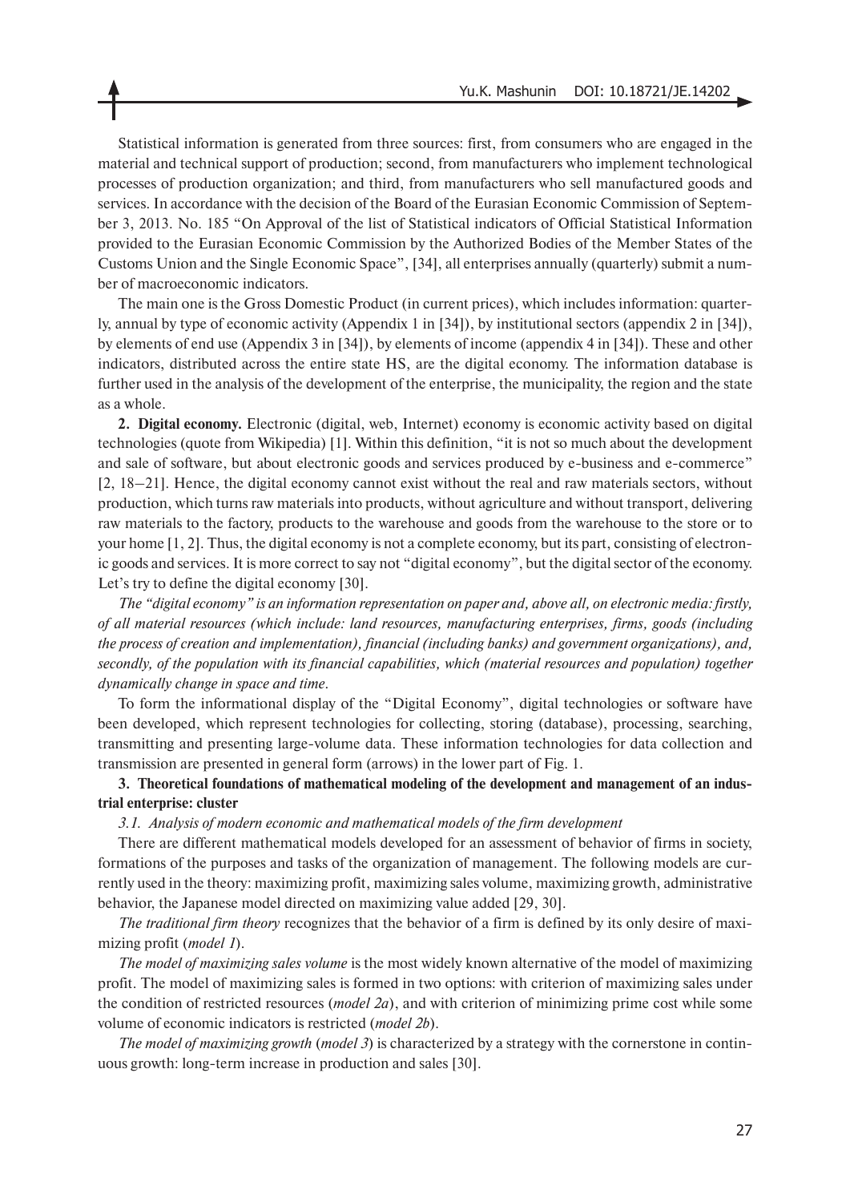Statistical information is generated from three sources: first, from consumers who are engaged in the material and technical support of production; second, from manufacturers who implement technological processes of production organization; and third, from manufacturers who sell manufactured goods and services. In accordance with the decision of the Board of the Eurasian Economic Commission of September 3, 2013. No. 185 "On Approval of the list of Statistical indicators of Official Statistical Information provided to the Eurasian Economic Commission by the Authorized Bodies of the Member States of the Customs Union and the Single Economic Space", [34], all enterprises annually (quarterly) submit a number of macroeconomic indicators.

The main one is the Gross Domestic Product (in current prices), which includes information: quarterly, annual by type of economic activity (Appendix 1 in [34]), by institutional sectors (appendix 2 in [34]), by elements of end use (Appendix 3 in [34]), by elements of income (appendix 4 in [34]). These and other indicators, distributed across the entire state HS, are the digital economy. The information database is further used in the analysis of the development of the enterprise, the municipality, the region and the state as a whole.

**2. Digital economy.** Electronic (digital, web, Internet) economy is economic activity based on digital technologies (quote from Wikipedia) [1]. Within this definition, "it is not so much about the development and sale of software, but about electronic goods and services produced by e-business and e-commerce" [2, 18–21]. Hence, the digital economy cannot exist without the real and raw materials sectors, without production, which turns raw materials into products, without agriculture and without transport, delivering raw materials to the factory, products to the warehouse and goods from the warehouse to the store or to your home [1, 2]. Thus, the digital economy is not a complete economy, but its part, consisting of electronic goods and services. It is more correct to say not "digital economy", but the digital sector of the economy. Let's try to define the digital economy [30].

*The "digital economy" is an information representation on paper and, above all, on electronic media: firstly, of all material resources (which include: land resources, manufacturing enterprises, firms, goods (including the process of creation and implementation), financial (including banks) and government organizations), and, secondly, of the population with its financial capabilities, which (material resources and population) together dynamically change in space and time.*

To form the informational display of the "Digital Economy", digital technologies or software have been developed, which represent technologies for collecting, storing (database), processing, searching, transmitting and presenting large-volume data. These information technologies for data collection and transmission are presented in general form (arrows) in the lower part of Fig. 1.

**3. Theoretical foundations of mathematical modeling of the development and management of an industrial enterprise: cluster**

*3.1. Analysis of modern economic and mathematical models of the firm development*

There are different mathematical models developed for an assessment of behavior of firms in society, formations of the purposes and tasks of the organization of management. The following models are currently used in the theory: maximizing profit, maximizing sales volume, maximizing growth, administrative behavior, the Japanese model directed on maximizing value added [29, 30].

*The traditional firm theory* recognizes that the behavior of a firm is defined by its only desire of maximizing profit (*model 1*).

*The model of maximizing sales volume* is the most widely known alternative of the model of maximizing profit. The model of maximizing sales is formed in two options: with criterion of maximizing sales under the condition of restricted resources (*model 2a*), and with criterion of minimizing prime cost while some volume of economic indicators is restricted (*model 2b*).

*The model of maximizing growth* (*model 3*) is characterized by a strategy with the cornerstone in continuous growth: long-term increase in production and sales [30].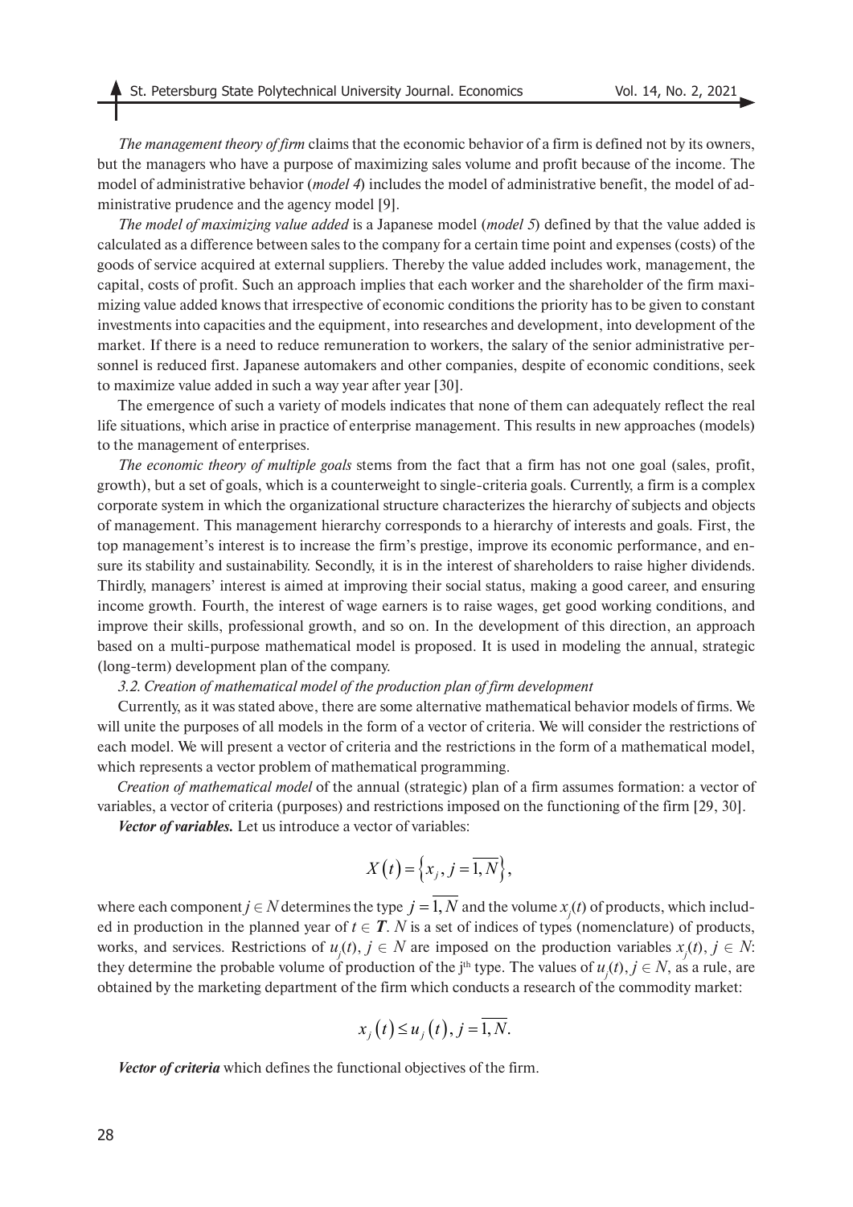*The management theory of firm* claims that the economic behavior of a firm is defined not by its owners, but the managers who have a purpose of maximizing sales volume and profit because of the income. The model of administrative behavior (*model 4*) includes the model of administrative benefit, the model of administrative prudence and the agency model [9].

*The model of maximizing value added* is a Japanese model (*model 5*) defined by that the value added is calculated as a difference between sales to the company for a certain time point and expenses (costs) of the goods of service acquired at external suppliers. Thereby the value added includes work, management, the capital, costs of profit. Such an approach implies that each worker and the shareholder of the firm maximizing value added knows that irrespective of economic conditions the priority has to be given to constant investments into capacities and the equipment, into researches and development, into development of the market. If there is a need to reduce remuneration to workers, the salary of the senior administrative personnel is reduced first. Japanese automakers and other companies, despite of economic conditions, seek to maximize value added in such a way year after year [30].

The emergence of such a variety of models indicates that none of them can adequately reflect the real life situations, which arise in practice of enterprise management. This results in new approaches (models) to the management of enterprises.

*The economic theory of multiple goals* stems from the fact that a firm has not one goal (sales, profit, growth), but a set of goals, which is a counterweight to single-criteria goals. Currently, a firm is a complex corporate system in which the organizational structure characterizes the hierarchy of subjects and objects of management. This management hierarchy corresponds to a hierarchy of interests and goals. First, the top management's interest is to increase the firm's prestige, improve its economic performance, and ensure its stability and sustainability. Secondly, it is in the interest of shareholders to raise higher dividends. Thirdly, managers' interest is aimed at improving their social status, making a good career, and ensuring income growth. Fourth, the interest of wage earners is to raise wages, get good working conditions, and improve their skills, professional growth, and so on. In the development of this direction, an approach based on a multi-purpose mathematical model is proposed. It is used in modeling the annual, strategic (long-term) development plan of the company.

*3.2. Creation of mathematical model of the production plan of firm development*

Currently, as it was stated above, there are some alternative mathematical behavior models of firms. We will unite the purposes of all models in the form of a vector of criteria. We will consider the restrictions of each model. We will present a vector of criteria and the restrictions in the form of a mathematical model, which represents a vector problem of mathematical programming.

*Creation of mathematical model* of the annual (strategic) plan of a firm assumes formation: a vector of variables, a vector of criteria (purposes) and restrictions imposed on the functioning of the firm [29, 30].

***Vector of variables.*** Let us introduce a vector of variables:

$$X(t) = \left\{x_j, j = \overline{1, N}\right\},$$

where each component $j \in N$ determines the type $j = \overline{1, N}$ and the volume $x_j(t)$ of products, which included in production in the planned year of $t \in \boldsymbol{T}$. $N$ is a set of indices of types (nomenclature) of products, works, and services. Restrictions of $u_j(t)$, $j \in N$ are imposed on the production variables $x_j(t)$, $j \in N$: they determine the probable volume of production of the $j^{th}$ type. The values of $u_j(t)$, $j \in N$, as a rule, are obtained by the marketing department of the firm which conducts a research of the commodity market:

$$x_j(t) \le u_j(t), j = \overline{1, N}.$$

***Vector of criteria*** which defines the functional objectives of the firm.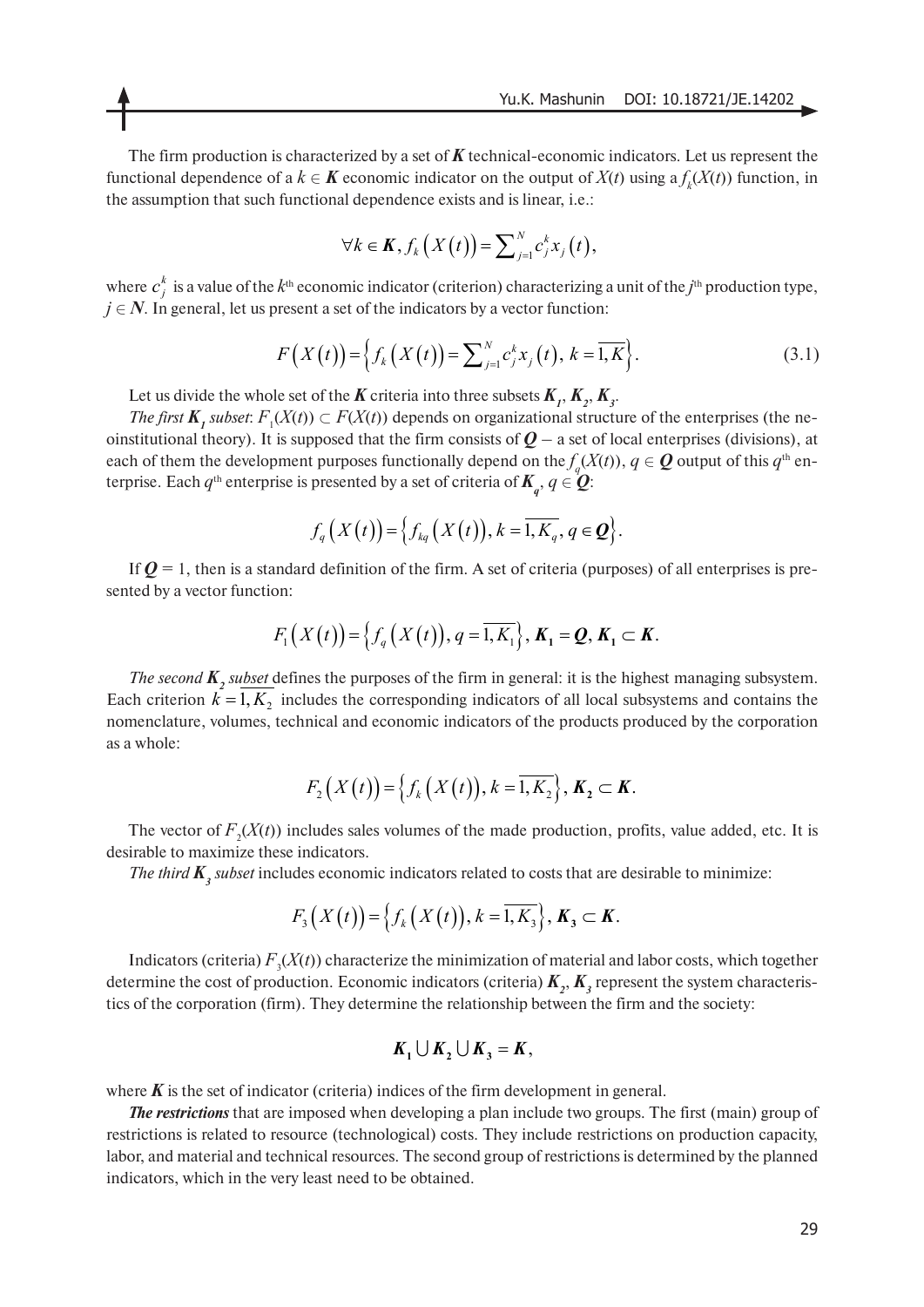The firm production is characterized by a set of $\boldsymbol{K}$ technical-economic indicators. Let us represent the functional dependence of a $k \in \boldsymbol{K}$ economic indicator on the output of $X(t)$ using a $f_k(X(t))$ function, in the assumption that such functional dependence exists and is linear, i.e.:

$$\forall k \in \boldsymbol{K}, f_k\left(X(t)\right) = \sum\nolimits_{j=1}^{N} c_j^k x_j(t),$$

where $c_j^k$ is a value of the $k^{\text{th}}$ economic indicator (criterion) characterizing a unit of the $j^{\text{th}}$ production type, $j \in \boldsymbol{N}$. In general, let us present a set of the indicators by a vector function:

$$F\left(X(t)\right) = \left\{ f_k\left(X(t)\right) = \sum\nolimits_{j=1}^{N} c_j^k x_j(t),\ k = \overline{1,K} \right\}. \tag{3.1}$$

Let us divide the whole set of the $\boldsymbol{K}$ criteria into three subsets $\boldsymbol{K_1}, \boldsymbol{K_2}, \boldsymbol{K_3}$.

*The first $\boldsymbol{K_1}$ subset*: $F_1(X(t)) \subset F(X(t))$ depends on organizational structure of the enterprises (the neoinstitutional theory). It is supposed that the firm consists of $\boldsymbol{Q}$ – a set of local enterprises (divisions), at each of them the development purposes functionally depend on the $f_q(X(t))$, $q \in \boldsymbol{Q}$ output of this $q^{\text{th}}$ enterprise. Each $q^{\text{th}}$ enterprise is presented by a set of criteria of $\boldsymbol{K_q}$, $q \in \boldsymbol{Q}$:

$$f_q\left(X(t)\right) = \left\{ f_{kq}\left(X(t)\right), k = \overline{1,K_q}, q \in \boldsymbol{Q} \right\}.$$

If $\boldsymbol{Q} = 1$, then is a standard definition of the firm. A set of criteria (purposes) of all enterprises is presented by a vector function:

$$F_1\left(X(t)\right) = \left\{ f_q\left(X(t)\right), q = \overline{1,K_1} \right\}, \boldsymbol{K_1} = \boldsymbol{Q}, \boldsymbol{K_1} \subset \boldsymbol{K}.$$

*The second $\boldsymbol{K_2}$ subset* defines the purposes of the firm in general: it is the highest managing subsystem. Each criterion $k = \overline{1,K_2}$ includes the corresponding indicators of all local subsystems and contains the nomenclature, volumes, technical and economic indicators of the products produced by the corporation as a whole:

$$F_2\left(X(t)\right) = \left\{ f_k\left(X(t)\right), k = \overline{1,K_2} \right\}, \boldsymbol{K_2} \subset \boldsymbol{K}.$$

The vector of $F_2(X(t))$ includes sales volumes of the made production, profits, value added, etc. It is desirable to maximize these indicators.

*The third $\boldsymbol{K_3}$ subset* includes economic indicators related to costs that are desirable to minimize:

$$F_3\left(X(t)\right) = \left\{ f_k\left(X(t)\right), k = \overline{1,K_3} \right\}, \boldsymbol{K_3} \subset \boldsymbol{K}.$$

Indicators (criteria) $F_3(X(t))$ characterize the minimization of material and labor costs, which together determine the cost of production. Economic indicators (criteria) $\boldsymbol{K_2}, \boldsymbol{K_3}$ represent the system characteristics of the corporation (firm). They determine the relationship between the firm and the society:

$$\boldsymbol{K_1} \cup \boldsymbol{K_2} \cup \boldsymbol{K_3} = \boldsymbol{K},$$

where $\boldsymbol{K}$ is the set of indicator (criteria) indices of the firm development in general.

***The restrictions*** that are imposed when developing a plan include two groups. The first (main) group of restrictions is related to resource (technological) costs. They include restrictions on production capacity, labor, and material and technical resources. The second group of restrictions is determined by the planned indicators, which in the very least need to be obtained.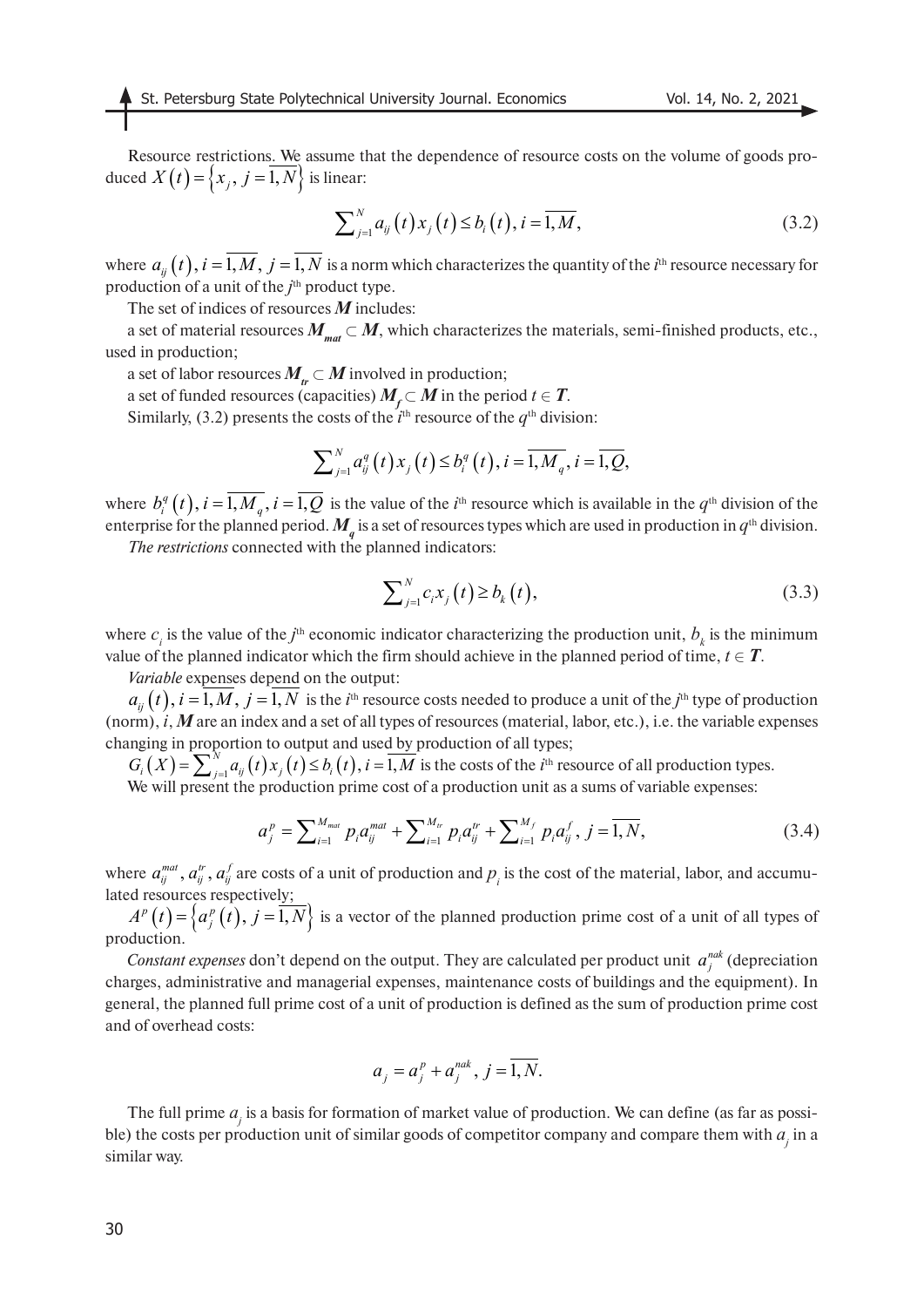Resource restrictions. We assume that the dependence of resource costs on the volume of goods produced $X(t) = \{x_j, j = \overline{1, N}\}$ is linear:

$$\sum_{j=1}^{N} a_{ij}(t) x_j(t) \le b_i(t), i = \overline{1, M}, \tag{3.2}$$

where $a_{ij}(t), i = \overline{1, M}, j = \overline{1, N}$ is a norm which characterizes the quantity of the $i^{th}$ resource necessary for production of a unit of the $j^{th}$ product type.

The set of indices of resources $\boldsymbol{M}$ includes:

a set of material resources $\boldsymbol{M}_{mat} \subset \boldsymbol{M}$, which characterizes the materials, semi-finished products, etc., used in production;

a set of labor resources $\boldsymbol{M}_{tr} \subset \boldsymbol{M}$ involved in production;

a set of funded resources (capacities) $\boldsymbol{M}_f \subset \boldsymbol{M}$ in the period $t \in \boldsymbol{T}$.

Similarly, (3.2) presents the costs of the $i^{th}$ resource of the $q^{th}$ division:

$$\sum_{j=1}^{N} a_{ij}^{q}(t) x_j(t) \le b_i^{q}(t), i = \overline{1, M_q}, i = \overline{1, Q},$$

where $b_i^q(t), i = \overline{1, M_q}, i = \overline{1, Q}$ is the value of the $i^{th}$ resource which is available in the $q^{th}$ division of the enterprise for the planned period. $\boldsymbol{M}_q$ is a set of resources types which are used in production in $q^{th}$ division.

*The restrictions* connected with the planned indicators:

$$\sum_{j=1}^{N} c_i x_j(t) \ge b_k(t), \tag{3.3}$$

where $c_i$ is the value of the $j^{th}$ economic indicator characterizing the production unit, $b_k$ is the minimum value of the planned indicator which the firm should achieve in the planned period of time, $t \in \boldsymbol{T}$.

*Variable* expenses depend on the output:

$a_{ij}(t), i = \overline{1, M}, j = \overline{1, N}$ is the $i^{th}$ resource costs needed to produce a unit of the $j^{th}$ type of production (norm), $i$, $\boldsymbol{M}$ are an index and a set of all types of resources (material, labor, etc.), i.e. the variable expenses changing in proportion to output and used by production of all types;

$G_i(X) = \sum_{j=1}^{N} a_{ij}(t) x_j(t) \le b_i(t), i = \overline{1, M}$ is the costs of the $i^{th}$ resource of all production types.

We will present the production prime cost of a production unit as a sums of variable expenses:

$$a_j^p = \sum_{i=1}^{M_{mat}} p_i a_{ij}^{mat} + \sum_{i=1}^{M_{tr}} p_i a_{ij}^{tr} + \sum_{i=1}^{M_f} p_i a_{ij}^{f}, j = \overline{1, N}, \tag{3.4}$$

where $a_{ij}^{mat}, a_{ij}^{tr}, a_{ij}^{f}$ are costs of a unit of production and $p_i$ is the cost of the material, labor, and accumulated resources respectively;

$A^p(t) = \{a_j^p(t), j = \overline{1, N}\}$ is a vector of the planned production prime cost of a unit of all types of production.

*Constant expenses* don't depend on the output. They are calculated per product unit $a_j^{nak}$ (depreciation charges, administrative and managerial expenses, maintenance costs of buildings and the equipment). In general, the planned full prime cost of a unit of production is defined as the sum of production prime cost and of overhead costs:

$$a_j = a_j^p + a_j^{nak}, j = \overline{1, N}.$$

The full prime $a_j$ is a basis for formation of market value of production. We can define (as far as possible) the costs per production unit of similar goods of competitor company and compare them with $a_j$ in a similar way.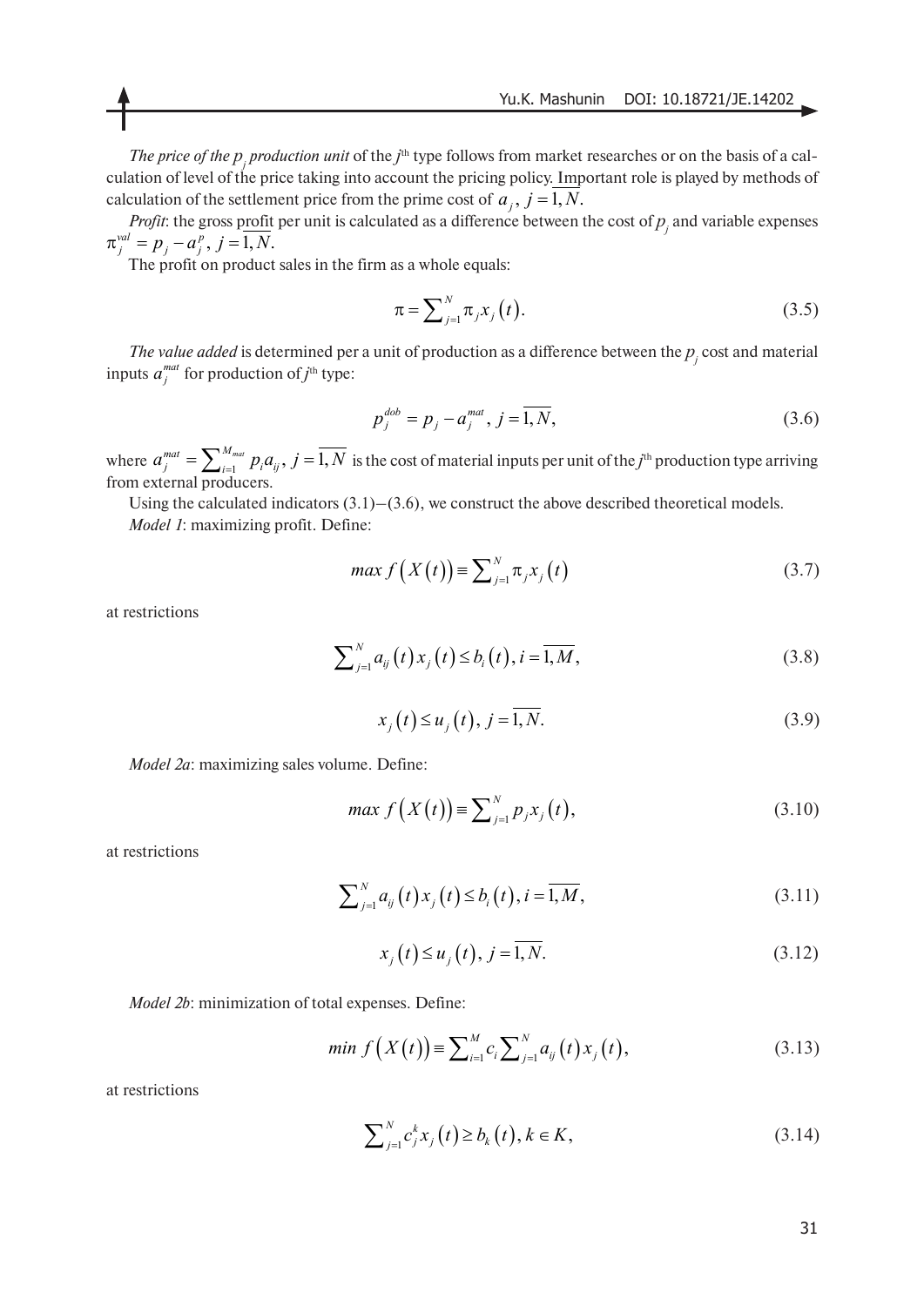*The price of the $p_j$ production unit* of the $j^{th}$ type follows from market researches or on the basis of a calculation of level of the price taking into account the pricing policy. Important role is played by methods of calculation of the settlement price from the prime cost of $a_j$, $j = \overline{1,N}$.

*Profit*: the gross profit per unit is calculated as a difference between the cost of $p_j$ and variable expenses $\pi_j^{val} = p_j - a_j^p$, $j = \overline{1,N}$.

The profit on product sales in the firm as a whole equals:

$$\pi = \sum\nolimits_{j=1}^{N} \pi_j x_j(t). \tag{3.5}$$

*The value added* is determined per a unit of production as a difference between the $p_j$ cost and material inputs $a_j^{mat}$ for production of $j^{th}$ type:

$$p_j^{dob} = p_j - a_j^{mat}, \; j = \overline{1,N}, \tag{3.6}$$

where $a_j^{mat} = \sum\nolimits_{i=1}^{M_{mat}} p_i a_{ij}$, $j = \overline{1,N}$ is the cost of material inputs per unit of the $j^{th}$ production type arriving from external producers.

Using the calculated indicators (3.1)–(3.6), we construct the above described theoretical models.

*Model 1*: maximizing profit. Define:

$$max\, f(X(t)) \equiv \sum\nolimits_{j=1}^{N} \pi_j x_j(t) \tag{3.7}$$

at restrictions

$$\sum\nolimits_{j=1}^{N} a_{ij}(t) x_j(t) \le b_i(t), i = \overline{1,M}, \tag{3.8}$$

$$x_j(t) \le u_j(t), \; j = \overline{1,N}. \tag{3.9}$$

*Model 2a*: maximizing sales volume. Define:

$$max\, f(X(t)) \equiv \sum\nolimits_{j=1}^{N} p_j x_j(t), \tag{3.10}$$

at restrictions

$$\sum\nolimits_{j=1}^{N} a_{ij}(t) x_j(t) \le b_i(t), i = \overline{1,M}, \tag{3.11}$$

$$x_j(t) \le u_j(t), \; j = \overline{1,N}. \tag{3.12}$$

*Model 2b*: minimization of total expenses. Define:

$$min\, f(X(t)) \equiv \sum\nolimits_{i=1}^{M} c_i \sum\nolimits_{j=1}^{N} a_{ij}(t) x_j(t), \tag{3.13}$$

at restrictions

$$\sum\nolimits_{j=1}^{N} c_j^k x_j(t) \ge b_k(t), k \in K, \tag{3.14}$$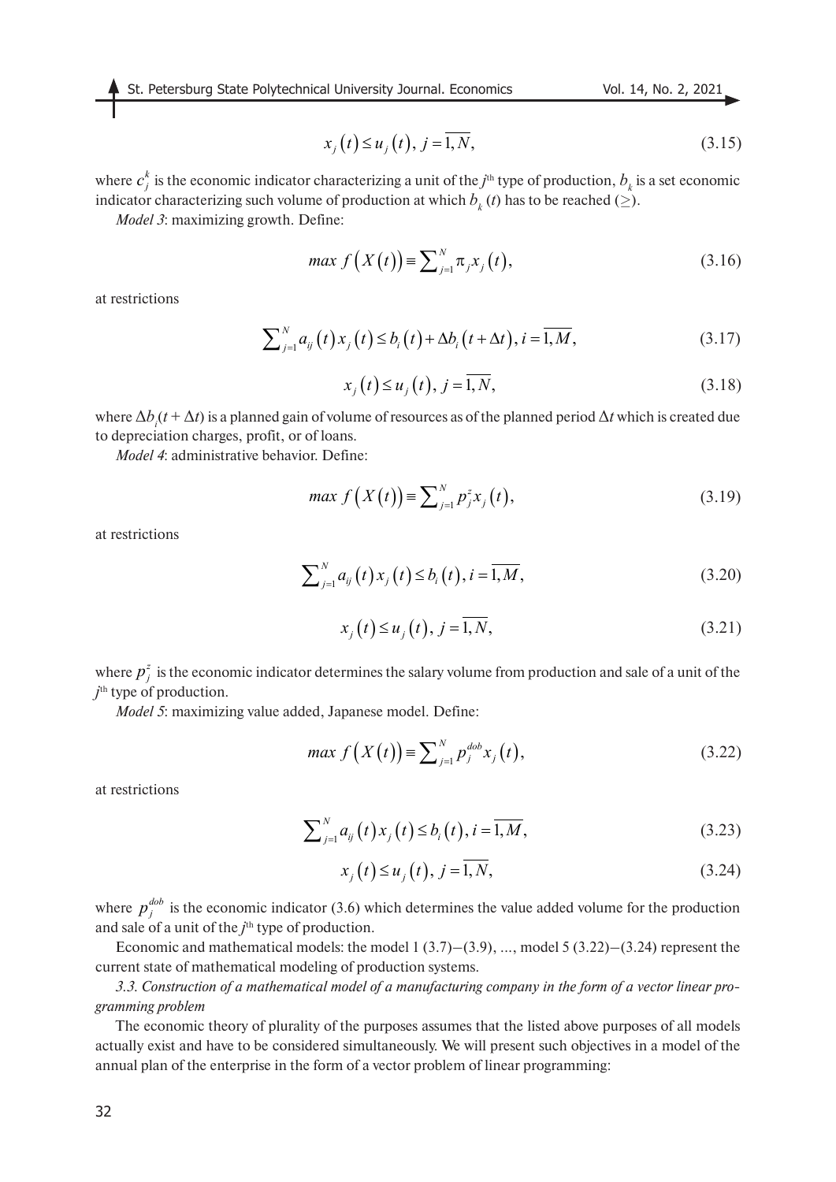$$x_j(t) \leq u_j(t),\; j = \overline{1, N}, \tag{3.15}$$

where $c_j^k$ is the economic indicator characterizing a unit of the $j$th type of production, $b_k$ is a set economic indicator characterizing such volume of production at which $b_k(t)$ has to be reached ($\geq$).

*Model 3*: maximizing growth. Define:

$$max\; f(X(t)) \equiv \sum_{j=1}^{N} \pi_j x_j(t), \tag{3.16}$$

at restrictions

$$\sum_{j=1}^{N} a_{ij}(t) x_j(t) \leq b_i(t) + \Delta b_i(t + \Delta t),\; i = \overline{1, M}, \tag{3.17}$$

$$x_j(t) \leq u_j(t),\; j = \overline{1, N}, \tag{3.18}$$

where $\Delta b_i(t + \Delta t)$ is a planned gain of volume of resources as of the planned period $\Delta t$ which is created due to depreciation charges, profit, or of loans.

*Model 4*: administrative behavior. Define:

$$max\; f(X(t)) \equiv \sum_{j=1}^{N} p_j^z x_j(t), \tag{3.19}$$

at restrictions

$$\sum_{j=1}^{N} a_{ij}(t) x_j(t) \leq b_i(t),\; i = \overline{1, M}, \tag{3.20}$$

$$x_j(t) \leq u_j(t),\; j = \overline{1, N}, \tag{3.21}$$

where $p_j^z$ is the economic indicator determines the salary volume from production and sale of a unit of the $j$th type of production.

*Model 5*: maximizing value added, Japanese model. Define:

$$max\; f(X(t)) \equiv \sum_{j=1}^{N} p_j^{dob} x_j(t), \tag{3.22}$$

at restrictions

$$\sum_{j=1}^{N} a_{ij}(t) x_j(t) \leq b_i(t),\; i = \overline{1, M}, \tag{3.23}$$

$$x_j(t) \leq u_j(t),\; j = \overline{1, N}, \tag{3.24}$$

where $p_j^{dob}$ is the economic indicator (3.6) which determines the value added volume for the production and sale of a unit of the $j$th type of production.

Economic and mathematical models: the model 1 (3.7)–(3.9), ..., model 5 (3.22)–(3.24) represent the current state of mathematical modeling of production systems.

*3.3. Construction of a mathematical model of a manufacturing company in the form of a vector linear programming problem*

The economic theory of plurality of the purposes assumes that the listed above purposes of all models actually exist and have to be considered simultaneously. We will present such objectives in a model of the annual plan of the enterprise in the form of a vector problem of linear programming: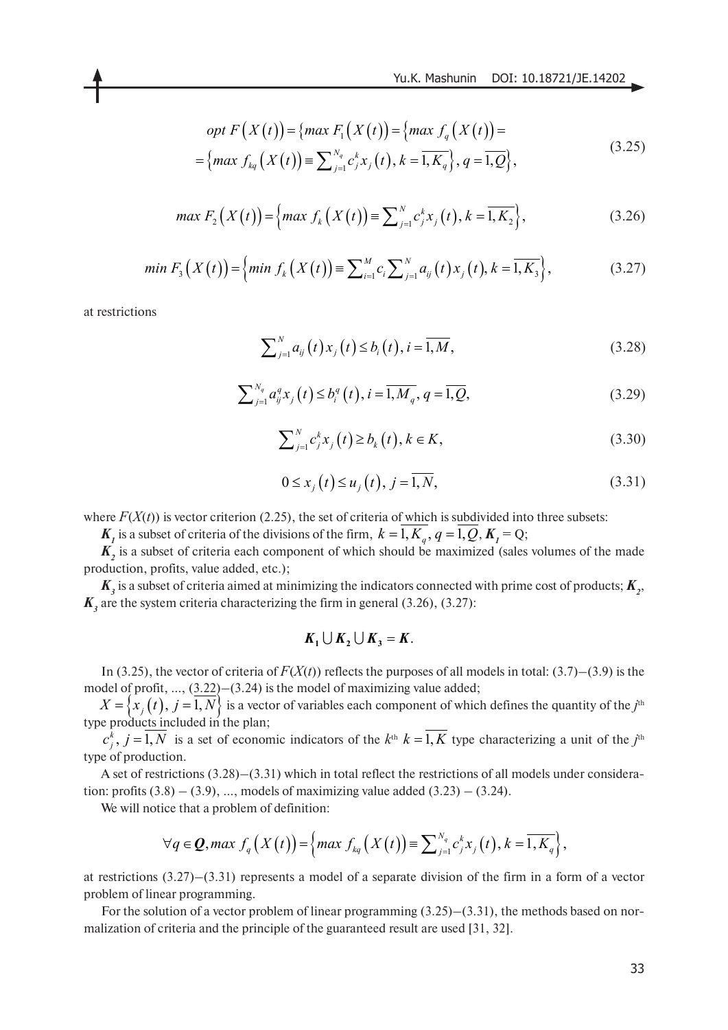$$
\begin{aligned}
opt\ F\left(X(t)\right) &= \left\{max\ F_1\left(X(t)\right) = \left\{max\ f_q\left(X(t)\right) = \right.\right. \\
&= \left.\left.\left\{max\ f_{kq}\left(X(t)\right) \equiv \sum\nolimits_{j=1}^{N_q} c_j^k x_j(t),\ k=\overline{1,K_q}\right\},\ q=\overline{1,Q}\right\}\right\},
\end{aligned}
\tag{3.25}
$$

$$
max\ F_2\left(X(t)\right) = \left\{max\ f_k\left(X(t)\right) \equiv \sum\nolimits_{j=1}^{N} c_j^k x_j(t),\ k=\overline{1,K_2}\right\},
\tag{3.26}
$$

$$
min\ F_3\left(X(t)\right) = \left\{min\ f_k\left(X(t)\right) \equiv \sum\nolimits_{i=1}^{M} c_i \sum\nolimits_{j=1}^{N} a_{ij}(t)\, x_j(t),\ k=\overline{1,K_3}\right\},
\tag{3.27}
$$

at restrictions

$$
\sum\nolimits_{j=1}^{N} a_{ij}(t)\, x_j(t) \le b_i(t),\ i=\overline{1,M},
\tag{3.28}
$$

$$
\sum\nolimits_{j=1}^{N_q} a_{ij}^q x_j(t) \le b_i^q(t),\ i=\overline{1,M_q},\ q=\overline{1,Q},
\tag{3.29}
$$

$$
\sum\nolimits_{j=1}^{N} c_j^k x_j(t) \ge b_k(t),\ k \in K,
\tag{3.30}
$$

$$
0 \le x_j(t) \le u_j(t),\ j=\overline{1,N},
\tag{3.31}
$$

where $F(X(t))$ is vector criterion (2.25), the set of criteria of which is subdivided into three subsets:

$\boldsymbol{K}_1$ is a subset of criteria of the divisions of the firm, $k=\overline{1,K_q},\ q=\overline{1,Q},\ \boldsymbol{K}_1 = Q$;

$\boldsymbol{K}_2$ is a subset of criteria each component of which should be maximized (sales volumes of the made production, profits, value added, etc.);

$\boldsymbol{K}_3$ is a subset of criteria aimed at minimizing the indicators connected with prime cost of products; $\boldsymbol{K}_2$, $\boldsymbol{K}_3$ are the system criteria characterizing the firm in general (3.26), (3.27):

$$
\boldsymbol{K}_1 \cup \boldsymbol{K}_2 \cup \boldsymbol{K}_3 = \boldsymbol{K}.
$$

In (3.25), the vector of criteria of $F(X(t))$ reflects the purposes of all models in total: (3.7)–(3.9) is the model of profit, ..., (3.22)–(3.24) is the model of maximizing value added;

$X = \left\{x_j(t),\ j=\overline{1,N}\right\}$ is a vector of variables each component of which defines the quantity of the $j^{\text{th}}$ type products included in the plan;

$c_j^k,\ j=\overline{1,N}$ is a set of economic indicators of the $k^{\text{th}}$ $k=\overline{1,K}$ type characterizing a unit of the $j^{\text{th}}$ type of production.

A set of restrictions (3.28)–(3.31) which in total reflect the restrictions of all models under consideration: profits (3.8) – (3.9), ..., models of maximizing value added (3.23) – (3.24).

We will notice that a problem of definition:

$$
\forall q \in \boldsymbol{Q},\ max\ f_q\left(X(t)\right) = \left\{max\ f_{kq}\left(X(t)\right) \equiv \sum\nolimits_{j=1}^{N_q} c_j^k x_j(t),\ k=\overline{1,K_q}\right\},
$$

at restrictions (3.27)–(3.31) represents a model of a separate division of the firm in a form of a vector problem of linear programming.

For the solution of a vector problem of linear programming (3.25)–(3.31), the methods based on normalization of criteria and the principle of the guaranteed result are used [31, 32].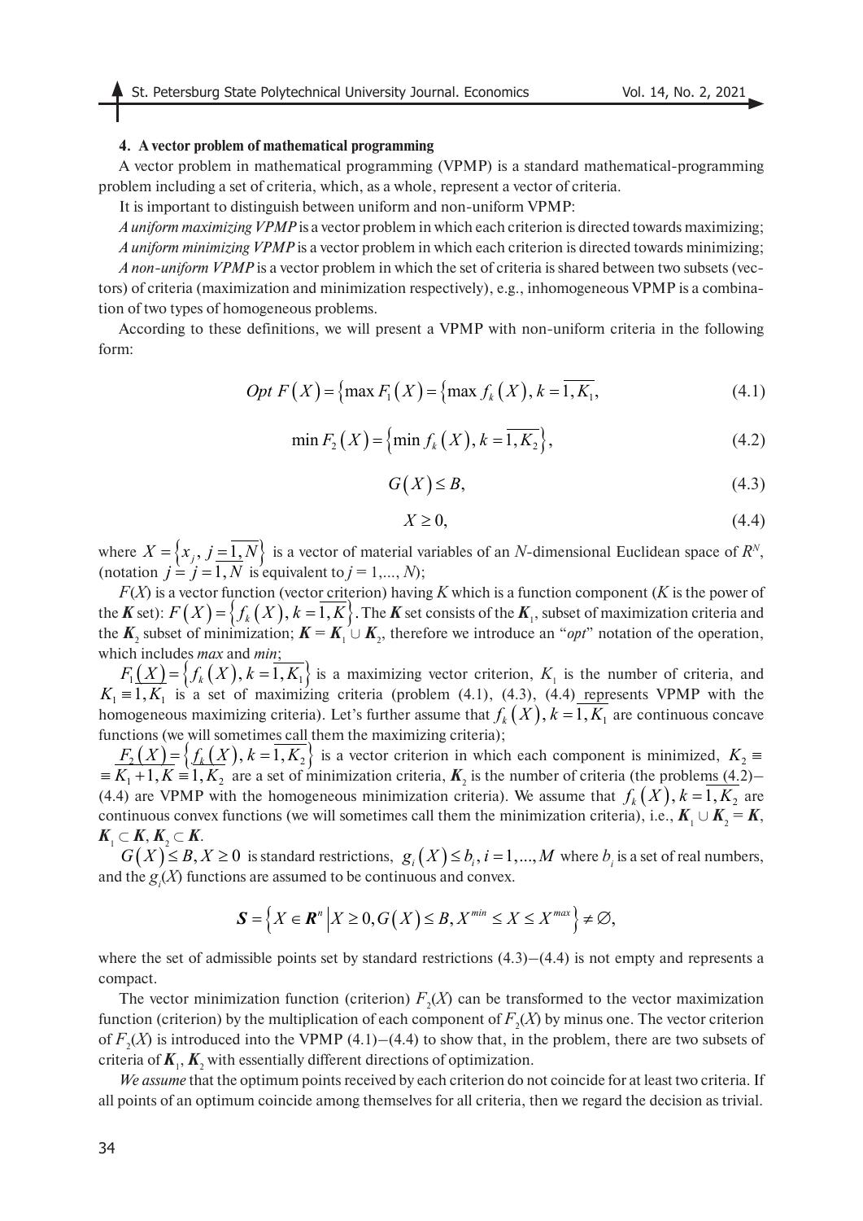### 4. A vector problem of mathematical programming

A vector problem in mathematical programming (VPMP) is a standard mathematical-programming problem including a set of criteria, which, as a whole, represent a vector of criteria.

It is important to distinguish between uniform and non-uniform VPMP:

*A uniform maximizing VPMP* is a vector problem in which each criterion is directed towards maximizing;

*A uniform minimizing VPMP* is a vector problem in which each criterion is directed towards minimizing;

*A non-uniform VPMP* is a vector problem in which the set of criteria is shared between two subsets (vectors) of criteria (maximization and minimization respectively), e.g., inhomogeneous VPMP is a combination of two types of homogeneous problems.

According to these definitions, we will present a VPMP with non-uniform criteria in the following form:

$$Opt\ F(X) = \{\max F_1(X) = \{\max f_k(X), k = \overline{1, K_1}, \tag{4.1}$$

$$\min F_2(X) = \{\min f_k(X), k = \overline{1, K_2}\}, \tag{4.2}$$

$$G(X) \leq B, \tag{4.3}$$

$$X \geq 0, \tag{4.4}$$

where $X = \{x_j, j = \overline{1, N}\}$ is a vector of material variables of an $N$-dimensional Euclidean space of $R^N$, (notation $j = j = \overline{1, N}$ is equivalent to $j = 1, \ldots, N$);

$F(X)$ is a vector function (vector criterion) having $K$ which is a function component ($K$ is the power of the $\boldsymbol{K}$ set): $F(X) = \{f_k(X), k = \overline{1, K}\}$. The $\boldsymbol{K}$ set consists of the $\boldsymbol{K}_1$, subset of maximization criteria and the $\boldsymbol{K}_2$ subset of minimization; $\boldsymbol{K} = \boldsymbol{K}_1 \cup \boldsymbol{K}_2$, therefore we introduce an "*opt*" notation of the operation, which includes *max* and *min*;

$F_1(X) = \{f_k(X), k = \overline{1, K_1}\}$ is a maximizing vector criterion, $K_1$ is the number of criteria, and $K_1 \equiv \overline{1, K_1}$ is a set of maximizing criteria (problem (4.1), (4.3), (4.4) represents VPMP with the homogeneous maximizing criteria). Let's further assume that $f_k(X), k = \overline{1, K_1}$ are continuous concave functions (we will sometimes call them the maximizing criteria);

$F_2(X) = \{f_k(X), k = \overline{1, K_2}\}$ is a vector criterion in which each component is minimized, $K_2 \equiv \equiv K_1 + 1, K \equiv \overline{1, K_2}$ are a set of minimization criteria, $\boldsymbol{K}_2$ is the number of criteria (the problems (4.2)–(4.4) are VPMP with the homogeneous minimization criteria). We assume that $f_k(X), k = \overline{1, K_2}$ are continuous convex functions (we will sometimes call them the minimization criteria), i.e., $\boldsymbol{K}_1 \cup \boldsymbol{K}_2 = \boldsymbol{K}$, $\boldsymbol{K}_1 \subset \boldsymbol{K}, \boldsymbol{K}_2 \subset \boldsymbol{K}$.

$G(X) \leq B, X \geq 0$ is standard restrictions, $g_i(X) \leq b_i, i = 1, \ldots, M$ where $b_i$ is a set of real numbers, and the $g_i(X)$ functions are assumed to be continuous and convex.

$$\boldsymbol{S} = \left\{X \in \boldsymbol{R}^n \middle| X \geq 0, G(X) \leq B, X^{min} \leq X \leq X^{max}\right\} \neq \varnothing,$$

where the set of admissible points set by standard restrictions (4.3)–(4.4) is not empty and represents a compact.

The vector minimization function (criterion) $F_2(X)$ can be transformed to the vector maximization function (criterion) by the multiplication of each component of $F_2(X)$ by minus one. The vector criterion of $F_2(X)$ is introduced into the VPMP (4.1)–(4.4) to show that, in the problem, there are two subsets of criteria of $\boldsymbol{K}_1, \boldsymbol{K}_2$ with essentially different directions of optimization.

*We assume* that the optimum points received by each criterion do not coincide for at least two criteria. If all points of an optimum coincide among themselves for all criteria, then we regard the decision as trivial.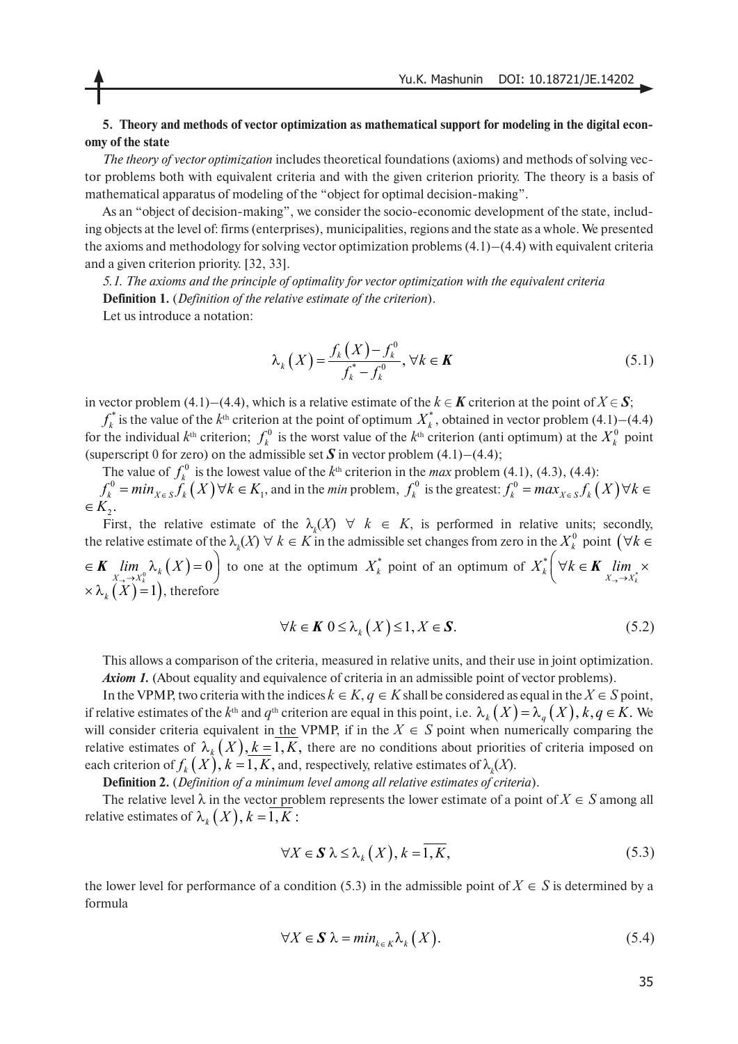### 5. Theory and methods of vector optimization as mathematical support for modeling in the digital economy of the state

*The theory of vector optimization* includes theoretical foundations (axioms) and methods of solving vector problems both with equivalent criteria and with the given criterion priority. The theory is a basis of mathematical apparatus of modeling of the "object for optimal decision-making".

As an "object of decision-making", we consider the socio-economic development of the state, including objects at the level of: firms (enterprises), municipalities, regions and the state as a whole. We presented the axioms and methodology for solving vector optimization problems (4.1)–(4.4) with equivalent criteria and a given criterion priority. [32, 33].

*5.1. The axioms and the principle of optimality for vector optimization with the equivalent criteria*

**Definition 1.** (*Definition of the relative estimate of the criterion*).

Let us introduce a notation:

$$\lambda_k(X) = \frac{f_k(X) - f_k^0}{f_k^* - f_k^0}, \forall k \in \boldsymbol{K} \tag{5.1}$$

in vector problem (4.1)–(4.4), which is a relative estimate of the $k \in \boldsymbol{K}$ criterion at the point of $X \in \boldsymbol{S}$;

$f_k^*$ is the value of the $k^{\text{th}}$ criterion at the point of optimum $X_k^*$, obtained in vector problem (4.1)–(4.4) for the individual $k^{\text{th}}$ criterion; $f_k^0$ is the worst value of the $k^{\text{th}}$ criterion (anti optimum) at the $X_k^0$ point (superscript 0 for zero) on the admissible set $\boldsymbol{S}$ in vector problem (4.1)–(4.4);

The value of $f_k^0$ is the lowest value of the $k^{\text{th}}$ criterion in the *max* problem (4.1), (4.3), (4.4): $f_k^0 = min_{X \in S} f_k(X) \forall k \in K_1$, and in the *min* problem, $f_k^0$ is the greatest: $f_k^0 = max_{X \in S} f_k(X) \forall k \in K_2$.

First, the relative estimate of the $\lambda_k(X)$ $\forall$ $k \in K$, is performed in relative units; secondly, the relative estimate of the $\lambda_k(X)$ $\forall$ $k \in K$ in the admissible set changes from zero in the $X_k^0$ point $\left(\forall k \in \boldsymbol{K} \lim_{X \to X_k^0} \lambda_k(X) = 0\right)$ to one at the optimum $X_k^*$ point of an optimum of $X_k^*\left(\forall k \in \boldsymbol{K} \lim_{X \to X_k^*} \lambda_k(X) = 1\right)$, therefore

$$\forall k \in \boldsymbol{K} \; 0 \le \lambda_k(X) \le 1, X \in \boldsymbol{S}. \tag{5.2}$$

This allows a comparison of the criteria, measured in relative units, and their use in joint optimization.

***Axiom 1.*** (About equality and equivalence of criteria in an admissible point of vector problems).

In the VPMP, two criteria with the indices $k \in K$, $q \in K$ shall be considered as equal in the $X \in S$ point, if relative estimates of the $k^{\text{th}}$ and $q^{\text{th}}$ criterion are equal in this point, i.e. $\lambda_k(X) = \lambda_q(X), k, q \in K$. We will consider criteria equivalent in the VPMP, if in the $X \in S$ point when numerically comparing the relative estimates of $\lambda_k(X), k = \overline{1, K}$, there are no conditions about priorities of criteria imposed on each criterion of $f_k(X), k = \overline{1, K}$, and, respectively, relative estimates of $\lambda_k(X)$.

**Definition 2.** (*Definition of a minimum level among all relative estimates of criteria*).

The relative level $\lambda$ in the vector problem represents the lower estimate of a point of $X \in S$ among all relative estimates of $\lambda_k(X), k = \overline{1, K}$:

$$\forall X \in \boldsymbol{S} \; \lambda \le \lambda_k(X), k = \overline{1, K}, \tag{5.3}$$

the lower level for performance of a condition (5.3) in the admissible point of $X \in S$ is determined by a formula

$$\forall X \in \boldsymbol{S} \; \lambda = min_{k \in K} \lambda_k(X). \tag{5.4}$$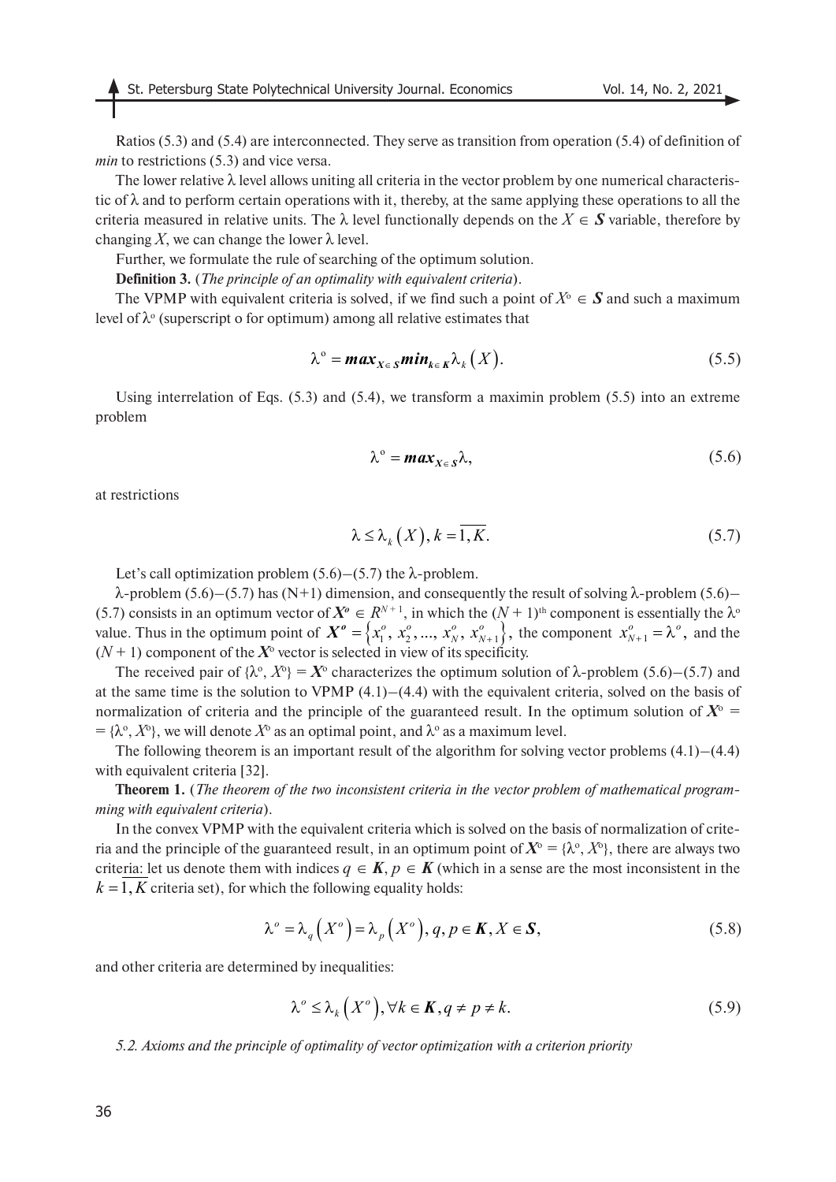Ratios (5.3) and (5.4) are interconnected. They serve as transition from operation (5.4) of definition of *min* to restrictions (5.3) and vice versa.

The lower relative λ level allows uniting all criteria in the vector problem by one numerical characteristic of λ and to perform certain operations with it, thereby, at the same applying these operations to all the criteria measured in relative units. The λ level functionally depends on the $X \in \boldsymbol{S}$ variable, therefore by changing $X$, we can change the lower λ level.

Further, we formulate the rule of searching of the optimum solution.

**Definition 3.** (*The principle of an optimality with equivalent criteria*).

The VPMP with equivalent criteria is solved, if we find such a point of $X^{o} \in \boldsymbol{S}$ and such a maximum level of $\lambda^{o}$ (superscript o for optimum) among all relative estimates that

$$\lambda^{o} = \boldsymbol{max}_{X \in \boldsymbol{S}} \boldsymbol{min}_{k \in \boldsymbol{K}} \lambda_k(X). \tag{5.5}$$

Using interrelation of Eqs. (5.3) and (5.4), we transform a maximin problem (5.5) into an extreme problem

$$\lambda^{o} = \boldsymbol{max}_{X \in \boldsymbol{S}} \lambda, \tag{5.6}$$

at restrictions

$$\lambda \leq \lambda_k(X), k = \overline{1, K}. \tag{5.7}$$

Let's call optimization problem (5.6)–(5.7) the λ-problem.

λ-problem (5.6)–(5.7) has (N+1) dimension, and consequently the result of solving λ-problem (5.6)–(5.7) consists in an optimum vector of $\boldsymbol{X^o} \in R^{N+1}$, in which the $(N+1)^{\text{th}}$ component is essentially the $\lambda^{o}$ value. Thus in the optimum point of $\boldsymbol{X^o} = \left\{x_1^o, x_2^o, ..., x_N^o, x_{N+1}^o\right\}$, the component $x_{N+1}^o = \lambda^o$, and the $(N+1)$ component of the $\boldsymbol{X}^{o}$ vector is selected in view of its specificity.

The received pair of $\{\lambda^{o}, X^{o}\} = \boldsymbol{X}^{o}$ characterizes the optimum solution of λ-problem (5.6)–(5.7) and at the same time is the solution to VPMP (4.1)–(4.4) with the equivalent criteria, solved on the basis of normalization of criteria and the principle of the guaranteed result. In the optimum solution of $\boldsymbol{X}^{o} = \{\lambda^{o}, X^{o}\}$, we will denote $X^{o}$ as an optimal point, and $\lambda^{o}$ as a maximum level.

The following theorem is an important result of the algorithm for solving vector problems (4.1)–(4.4) with equivalent criteria [32].

**Theorem 1.** (*The theorem of the two inconsistent criteria in the vector problem of mathematical programming with equivalent criteria*).

In the convex VPMP with the equivalent criteria which is solved on the basis of normalization of criteria and the principle of the guaranteed result, in an optimum point of $\boldsymbol{X}^{o} = \{\lambda^{o}, X^{o}\}$, there are always two criteria: let us denote them with indices $q \in \boldsymbol{K}$, $p \in \boldsymbol{K}$ (which in a sense are the most inconsistent in the $k = \overline{1, K}$ criteria set), for which the following equality holds:

$$\lambda^o = \lambda_q\left(X^o\right) = \lambda_p\left(X^o\right), q, p \in \boldsymbol{K}, X \in \boldsymbol{S}, \tag{5.8}$$

and other criteria are determined by inequalities:

$$\lambda^o \leq \lambda_k\left(X^o\right), \forall k \in \boldsymbol{K}, q \neq p \neq k. \tag{5.9}$$

*5.2. Axioms and the principle of optimality of vector optimization with a criterion priority*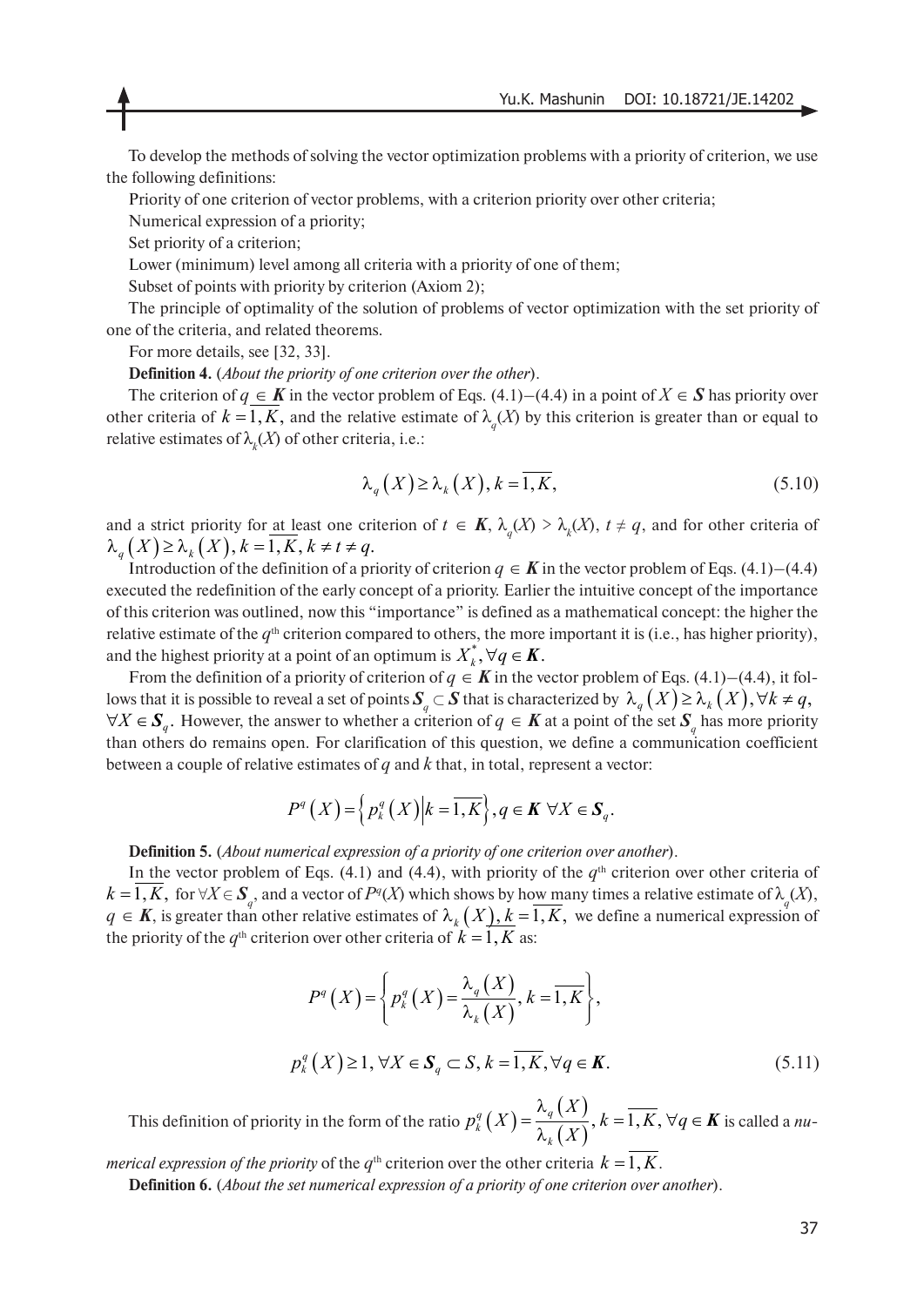To develop the methods of solving the vector optimization problems with a priority of criterion, we use the following definitions:

Priority of one criterion of vector problems, with a criterion priority over other criteria;

Numerical expression of a priority;

Set priority of a criterion;

Lower (minimum) level among all criteria with a priority of one of them;

Subset of points with priority by criterion (Axiom 2);

The principle of optimality of the solution of problems of vector optimization with the set priority of one of the criteria, and related theorems.

For more details, see [32, 33].

**Definition 4.** (*About the priority of one criterion over the other*).

The criterion of $q \in \boldsymbol{K}$ in the vector problem of Eqs. (4.1)–(4.4) in a point of $X \in \boldsymbol{S}$ has priority over other criteria of $k = \overline{1, K}$, and the relative estimate of $\lambda_q(X)$ by this criterion is greater than or equal to relative estimates of $\lambda_k(X)$ of other criteria, i.e.:

$$\lambda_q(X) \geq \lambda_k(X), k = \overline{1, K}, \tag{5.10}$$

and a strict priority for at least one criterion of $t \in \boldsymbol{K}$, $\lambda_q(X) > \lambda_t(X)$, $t \neq q$, and for other criteria of $\lambda_q(X) \geq \lambda_k(X), k = \overline{1, K}, k \neq t \neq q$.

Introduction of the definition of a priority of criterion $q \in \boldsymbol{K}$ in the vector problem of Eqs. (4.1)–(4.4) executed the redefinition of the early concept of a priority. Earlier the intuitive concept of the importance of this criterion was outlined, now this "importance" is defined as a mathematical concept: the higher the relative estimate of the $q^{\text{th}}$ criterion compared to others, the more important it is (i.e., has higher priority), and the highest priority at a point of an optimum is $X_k^*, \forall q \in \boldsymbol{K}$.

From the definition of a priority of criterion of $q \in \boldsymbol{K}$ in the vector problem of Eqs. (4.1)–(4.4), it follows that it is possible to reveal a set of points $\boldsymbol{S}_q \subset \boldsymbol{S}$ that is characterized by $\lambda_q(X) \geq \lambda_k(X), \forall k \neq q$, $\forall X \in \boldsymbol{S}_q$. However, the answer to whether a criterion of $q \in \boldsymbol{K}$ at a point of the set $\boldsymbol{S}_q$ has more priority than others do remains open. For clarification of this question, we define a communication coefficient between a couple of relative estimates of $q$ and $k$ that, in total, represent a vector:

$$P^q(X) = \left\{ p_k^q(X) \middle| k = \overline{1, K} \right\}, q \in \boldsymbol{K} \ \forall X \in \boldsymbol{S}_q.$$

**Definition 5.** (*About numerical expression of a priority of one criterion over another*).

In the vector problem of Eqs. (4.1) and (4.4), with priority of the $q^{\text{th}}$ criterion over other criteria of $k = \overline{1, K}$, for $\forall X \in \boldsymbol{S}_q$, and a vector of $P^q(X)$ which shows by how many times a relative estimate of $\lambda_q(X)$, $q \in \boldsymbol{K}$, is greater than other relative estimates of $\lambda_k(X), k = \overline{1, K}$, we define a numerical expression of the priority of the $q^{\text{th}}$ criterion over other criteria of $k = \overline{1, K}$ as:

$$P^q(X) = \left\{ p_k^q(X) = \frac{\lambda_q(X)}{\lambda_k(X)}, k = \overline{1, K} \right\},$$

$$p_k^q(X) \geq 1, \forall X \in \boldsymbol{S}_q \subset S, k = \overline{1, K}, \forall q \in \boldsymbol{K}. \tag{5.11}$$

This definition of priority in the form of the ratio $p_k^q(X) = \dfrac{\lambda_q(X)}{\lambda_k(X)}, k = \overline{1, K}, \forall q \in \boldsymbol{K}$ is called a *numerical expression of the priority* of the $q^{\text{th}}$ criterion over the other criteria $k = \overline{1, K}$.

**Definition 6.** (*About the set numerical expression of a priority of one criterion over another*).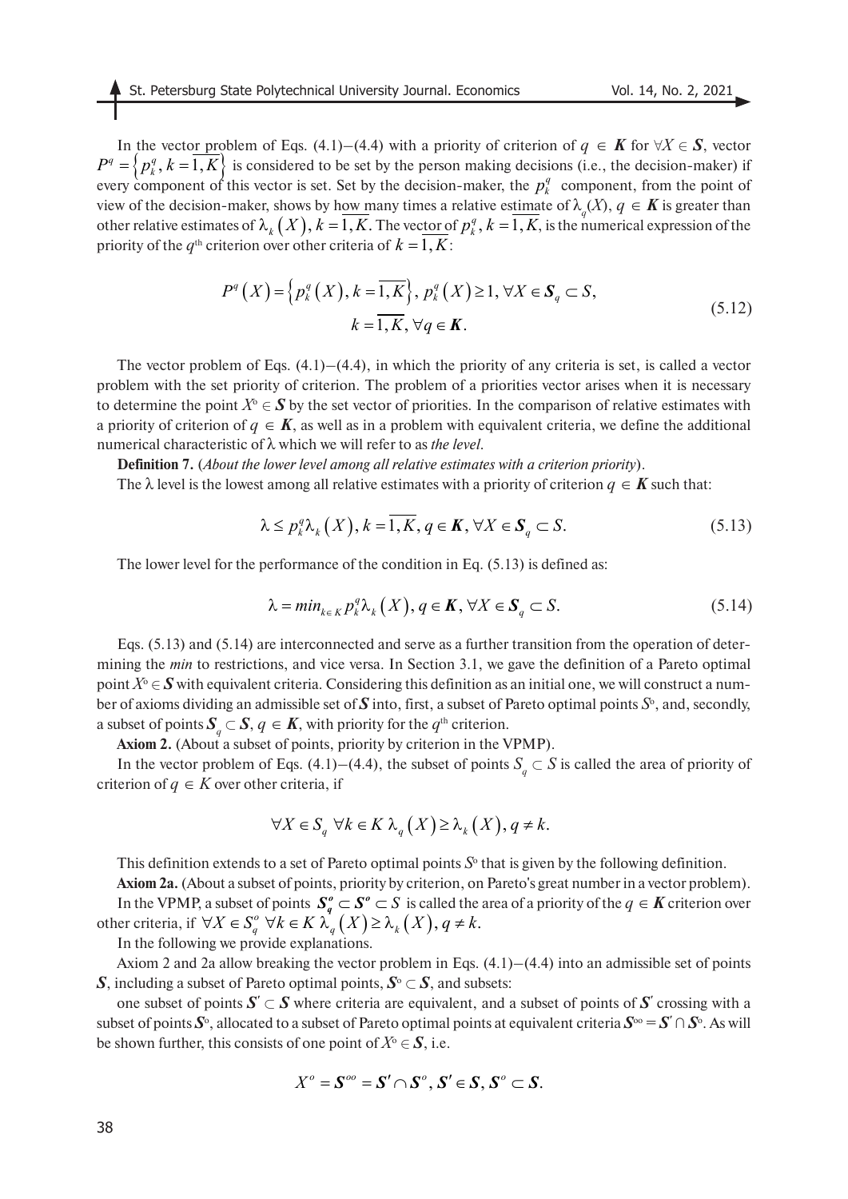In the vector problem of Eqs. (4.1)–(4.4) with a priority of criterion of $q \in \boldsymbol{K}$ for $\forall X \in \boldsymbol{S}$, vector $P^q = \left\{ p_k^q, k = \overline{1,K} \right\}$ is considered to be set by the person making decisions (i.e., the decision-maker) if every component of this vector is set. Set by the decision-maker, the $p_k^q$ component, from the point of view of the decision-maker, shows by how many times a relative estimate of $\lambda_q(X)$, $q \in \boldsymbol{K}$ is greater than other relative estimates of $\lambda_k(X)$, $k = \overline{1,K}$. The vector of $p_k^q$, $k = \overline{1,K}$, is the numerical expression of the priority of the $q^{\text{th}}$ criterion over other criteria of $k = \overline{1,K}$:

$$P^q(X) = \left\{ p_k^q(X), k = \overline{1,K} \right\},\ p_k^q(X) \geq 1,\ \forall X \in \boldsymbol{S}_q \subset S,$$
$$k = \overline{1,K},\ \forall q \in \boldsymbol{K}. \tag{5.12}$$

The vector problem of Eqs. (4.1)–(4.4), in which the priority of any criteria is set, is called a vector problem with the set priority of criterion. The problem of a priorities vector arises when it is necessary to determine the point $X^o \in \boldsymbol{S}$ by the set vector of priorities. In the comparison of relative estimates with a priority of criterion of $q \in \boldsymbol{K}$, as well as in a problem with equivalent criteria, we define the additional numerical characteristic of $\lambda$ which we will refer to as *the level*.

**Definition 7.** (*About the lower level among all relative estimates with a criterion priority*).

The $\lambda$ level is the lowest among all relative estimates with a priority of criterion $q \in \boldsymbol{K}$ such that:

$$\lambda \leq p_k^q \lambda_k(X),\ k = \overline{1,K},\ q \in \boldsymbol{K},\ \forall X \in \boldsymbol{S}_q \subset S. \tag{5.13}$$

The lower level for the performance of the condition in Eq. (5.13) is defined as:

$$\lambda = min_{k \in K}\, p_k^q \lambda_k(X),\ q \in \boldsymbol{K},\ \forall X \in \boldsymbol{S}_q \subset S. \tag{5.14}$$

Eqs. (5.13) and (5.14) are interconnected and serve as a further transition from the operation of determining the *min* to restrictions, and vice versa. In Section 3.1, we gave the definition of a Pareto optimal point $X^o \in \boldsymbol{S}$ with equivalent criteria. Considering this definition as an initial one, we will construct a number of axioms dividing an admissible set of $\boldsymbol{S}$ into, first, a subset of Pareto optimal points $S^o$, and, secondly, a subset of points $\boldsymbol{S}_q \subset \boldsymbol{S}$, $q \in \boldsymbol{K}$, with priority for the $q^{\text{th}}$ criterion.

**Axiom 2.** (About a subset of points, priority by criterion in the VPMP).

In the vector problem of Eqs. (4.1)–(4.4), the subset of points $S_q \subset S$ is called the area of priority of criterion of $q \in K$ over other criteria, if

$$\forall X \in S_q\ \forall k \in K\ \lambda_q(X) \geq \lambda_k(X),\ q \neq k.$$

This definition extends to a set of Pareto optimal points $S^o$ that is given by the following definition.

**Axiom 2a.** (About a subset of points, priority by criterion, on Pareto's great number in a vector problem).

In the VPMP, a subset of points $\boldsymbol{S}_q^o \subset \boldsymbol{S}^o \subset S$ is called the area of a priority of the $q \in \boldsymbol{K}$ criterion over other criteria, if $\forall X \in S_q^o\ \forall k \in K\ \lambda_q(X) \geq \lambda_k(X),\ q \neq k.$

In the following we provide explanations.

Axiom 2 and 2a allow breaking the vector problem in Eqs. (4.1)–(4.4) into an admissible set of points $\boldsymbol{S}$, including a subset of Pareto optimal points, $\boldsymbol{S}^o \subset \boldsymbol{S}$, and subsets:

one subset of points $\boldsymbol{S}' \subset \boldsymbol{S}$ where criteria are equivalent, and a subset of points of $\boldsymbol{S}'$ crossing with a subset of points $\boldsymbol{S}^o$, allocated to a subset of Pareto optimal points at equivalent criteria $\boldsymbol{S}^{oo} = \boldsymbol{S}' \cap \boldsymbol{S}^o$. As will be shown further, this consists of one point of $X^o \in \boldsymbol{S}$, i.e.

$$X^o = \boldsymbol{S}^{oo} = \boldsymbol{S}' \cap \boldsymbol{S}^o,\ \boldsymbol{S}' \in \boldsymbol{S},\ \boldsymbol{S}^o \subset \boldsymbol{S}.$$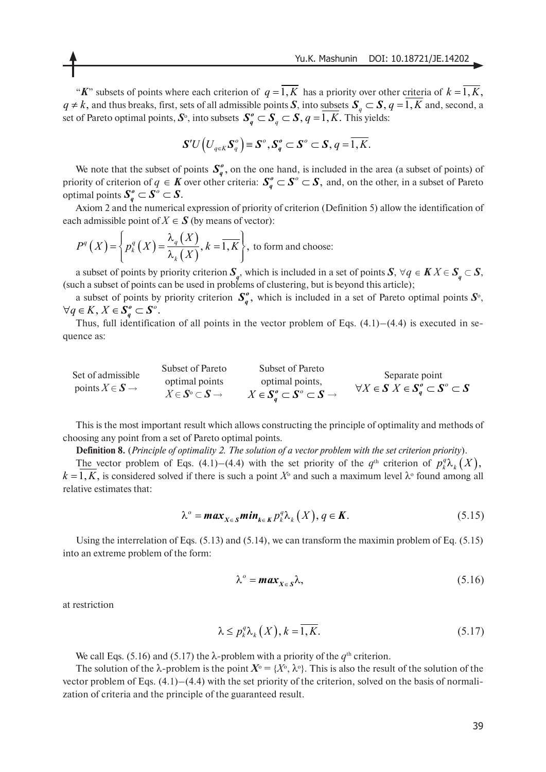"$\boldsymbol{K}$" subsets of points where each criterion of $q=\overline{1,K}$ has a priority over other criteria of $k=\overline{1,K}$, $q \neq k$, and thus breaks, first, sets of all admissible points $\boldsymbol{S}$, into subsets $\boldsymbol{S}_q \subset \boldsymbol{S}$, $q=\overline{1,K}$ and, second, a set of Pareto optimal points, $\boldsymbol{S}^o$, into subsets $\boldsymbol{S}_q^o \subset \boldsymbol{S}_q \subset \boldsymbol{S}$, $q=\overline{1,K}$. This yields:

$$\boldsymbol{S}'U\left(U_{q\in K}\boldsymbol{S}_q^o\right) \equiv \boldsymbol{S}^o, \boldsymbol{S}_q^o \subset \boldsymbol{S}^o \subset \boldsymbol{S}, q=\overline{1,K}.$$

We note that the subset of points $\boldsymbol{S}_q^o$, on the one hand, is included in the area (a subset of points) of priority of criterion of $q \in \boldsymbol{K}$ over other criteria: $\boldsymbol{S}_q^o \subset \boldsymbol{S}^o \subset \boldsymbol{S}$, and, on the other, in a subset of Pareto optimal points $\boldsymbol{S}_q^o \subset \boldsymbol{S}^o \subset \boldsymbol{S}$.

Axiom 2 and the numerical expression of priority of criterion (Definition 5) allow the identification of each admissible point of $X \in \boldsymbol{S}$ (by means of vector):

$P^q(X)=\left\{p_k^q(X)=\dfrac{\lambda_q(X)}{\lambda_k(X)}, k=\overline{1,K}\right\}$, to form and choose:

a subset of points by priority criterion $\boldsymbol{S}_q$, which is included in a set of points $\boldsymbol{S}$, $\forall q \in \boldsymbol{K}\, X \in \boldsymbol{S}_q \subset \boldsymbol{S}$, (such a subset of points can be used in problems of clustering, but is beyond this article);

a subset of points by priority criterion $\boldsymbol{S}_q^o$, which is included in a set of Pareto optimal points $\boldsymbol{S}^o$, $\forall q \in K$, $X \in \boldsymbol{S}_q^o \subset \boldsymbol{S}^o$.

Thus, full identification of all points in the vector problem of Eqs. (4.1)–(4.4) is executed in sequence as:

| Set of admissible points $X \in \boldsymbol{S} \rightarrow$ | Subset of Pareto optimal points $X \in \boldsymbol{S}^o \subset \boldsymbol{S} \rightarrow$ | Subset of Pareto optimal points, $X \in \boldsymbol{S}_q^o \subset \boldsymbol{S}^o \subset \boldsymbol{S} \rightarrow$ | Separate point $\forall X \in \boldsymbol{S}\; X \in \boldsymbol{S}_q^o \subset \boldsymbol{S}^o \subset \boldsymbol{S}$ |
|---|---|---|---|

This is the most important result which allows constructing the principle of optimality and methods of choosing any point from a set of Pareto optimal points.

**Definition 8.** (*Principle of optimality 2. The solution of a vector problem with the set criterion priority*).

The vector problem of Eqs. (4.1)–(4.4) with the set priority of the $q^{\text{th}}$ criterion of $p_k^q\lambda_k(X)$, $k=\overline{1,K}$, is considered solved if there is such a point $X^o$ and such a maximum level $\lambda^o$ found among all relative estimates that:

$$\lambda^o = \boldsymbol{max}_{X\in \boldsymbol{S}}\boldsymbol{min}_{k\in \boldsymbol{K}}\, p_k^q\lambda_k(X), q \in \boldsymbol{K}. \tag{5.15}$$

Using the interrelation of Eqs. (5.13) and (5.14), we can transform the maximin problem of Eq. (5.15) into an extreme problem of the form:

$$\lambda^o = \boldsymbol{max}_{X\in \boldsymbol{S}}\lambda, \tag{5.16}$$

at restriction

$$\lambda \leq p_k^q\lambda_k(X), k=\overline{1,K}. \tag{5.17}$$

We call Eqs. (5.16) and (5.17) the $\lambda$-problem with a priority of the $q^{\text{th}}$ criterion.

The solution of the $\lambda$-problem is the point $\boldsymbol{X}^o=\{X^o, \lambda^o\}$. This is also the result of the solution of the vector problem of Eqs. (4.1)–(4.4) with the set priority of the criterion, solved on the basis of normalization of criteria and the principle of the guaranteed result.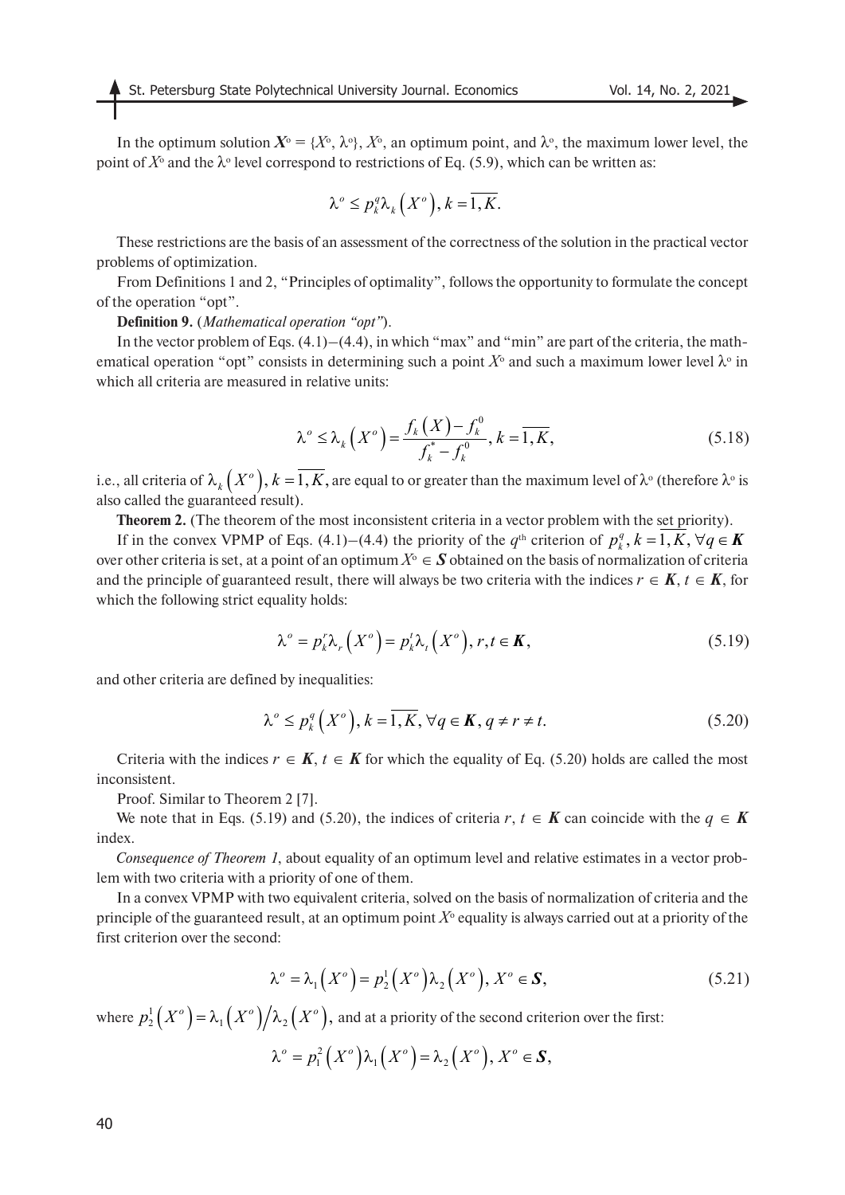In the optimum solution $X^o = \{X^o, \lambda^o\}$, $X^o$, an optimum point, and $\lambda^o$, the maximum lower level, the point of $X^o$ and the $\lambda^o$ level correspond to restrictions of Eq. (5.9), which can be written as:

$$\lambda^o \leq p_k^q \lambda_k \left( X^o \right), k = \overline{1, K}.$$

These restrictions are the basis of an assessment of the correctness of the solution in the practical vector problems of optimization.

From Definitions 1 and 2, "Principles of optimality", follows the opportunity to formulate the concept of the operation "opt".

**Definition 9.** (*Mathematical operation "opt"*).

In the vector problem of Eqs. (4.1)–(4.4), in which "max" and "min" are part of the criteria, the mathematical operation "opt" consists in determining such a point $X^o$ and such a maximum lower level $\lambda^o$ in which all criteria are measured in relative units:

$$\lambda^o \leq \lambda_k \left( X^o \right) = \frac{f_k \left( X \right) - f_k^0}{f_k^* - f_k^0}, k = \overline{1, K}, \tag{5.18}$$

i.e., all criteria of $\lambda_k \left( X^o \right), k = \overline{1, K}$, are equal to or greater than the maximum level of $\lambda^o$ (therefore $\lambda^o$ is also called the guaranteed result).

**Theorem 2.** (The theorem of the most inconsistent criteria in a vector problem with the set priority).

If in the convex VPMP of Eqs. (4.1)–(4.4) the priority of the $q^{\text{th}}$ criterion of $p_k^q, k = \overline{1, K}, \forall q \in \boldsymbol{K}$ over other criteria is set, at a point of an optimum $X^o \in \boldsymbol{S}$ obtained on the basis of normalization of criteria and the principle of guaranteed result, there will always be two criteria with the indices $r \in \boldsymbol{K}$, $t \in \boldsymbol{K}$, for which the following strict equality holds:

$$\lambda^o = p_k^r \lambda_r \left( X^o \right) = p_k^t \lambda_t \left( X^o \right), r, t \in \boldsymbol{K}, \tag{5.19}$$

and other criteria are defined by inequalities:

$$\lambda^o \leq p_k^q \left( X^o \right), k = \overline{1, K}, \forall q \in \boldsymbol{K}, q \neq r \neq t. \tag{5.20}$$

Criteria with the indices $r \in \boldsymbol{K}$, $t \in \boldsymbol{K}$ for which the equality of Eq. (5.20) holds are called the most inconsistent.

Proof. Similar to Theorem 2 [7].

We note that in Eqs. (5.19) and (5.20), the indices of criteria $r$, $t \in \boldsymbol{K}$ can coincide with the $q \in \boldsymbol{K}$ index.

*Consequence of Theorem 1*, about equality of an optimum level and relative estimates in a vector problem with two criteria with a priority of one of them.

In a convex VPMP with two equivalent criteria, solved on the basis of normalization of criteria and the principle of the guaranteed result, at an optimum point $X^o$ equality is always carried out at a priority of the first criterion over the second:

$$\lambda^o = \lambda_1 \left( X^o \right) = p_2^1 \left( X^o \right) \lambda_2 \left( X^o \right), X^o \in \boldsymbol{S}, \tag{5.21}$$

where $p_2^1 \left( X^o \right) = \lambda_1 \left( X^o \right) / \lambda_2 \left( X^o \right)$, and at a priority of the second criterion over the first:

$$\lambda^o = p_1^2 \left( X^o \right) \lambda_1 \left( X^o \right) = \lambda_2 \left( X^o \right), X^o \in \boldsymbol{S},$$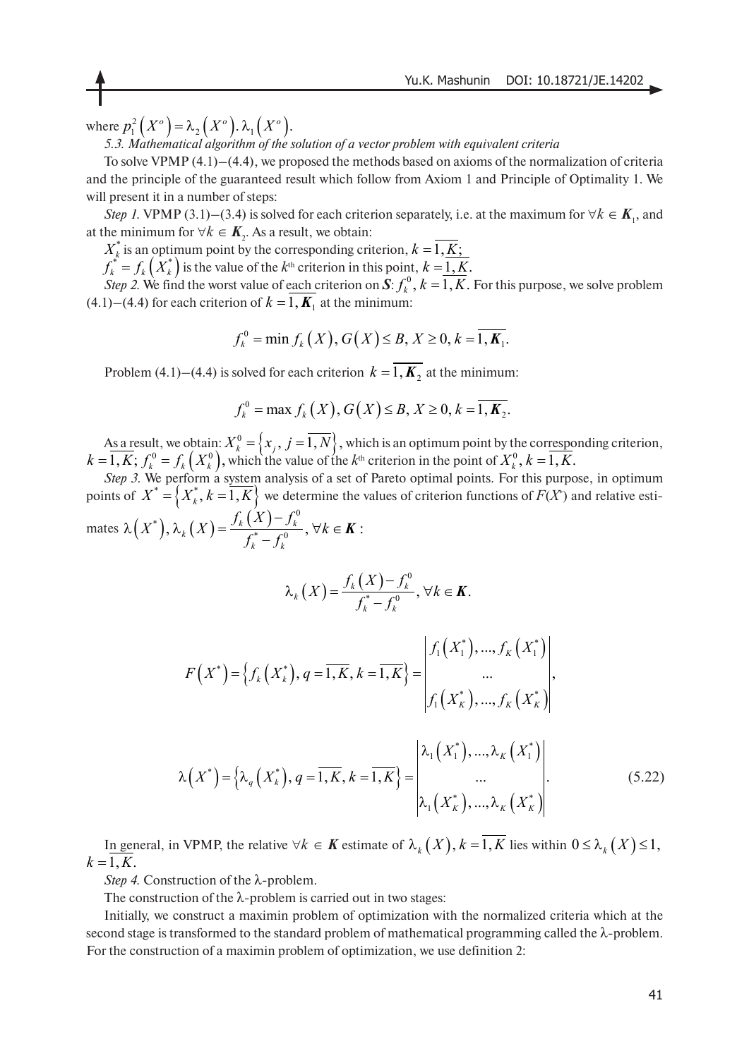where $p_1^2(X^o) = \lambda_2(X^o).\lambda_1(X^o)$.

*5.3. Mathematical algorithm of the solution of a vector problem with equivalent criteria*

To solve VPMP (4.1)–(4.4), we proposed the methods based on axioms of the normalization of criteria and the principle of the guaranteed result which follow from Axiom 1 and Principle of Optimality 1. We will present it in a number of steps:

*Step 1.* VPMP (3.1)–(3.4) is solved for each criterion separately, i.e. at the maximum for $\forall k \in \boldsymbol{K}_1$, and at the minimum for $\forall k \in \boldsymbol{K}_2$. As a result, we obtain:

$X_k^*$ is an optimum point by the corresponding criterion, $k = \overline{1, K}$;

$f_k^* = f_k(X_k^*)$ is the value of the $k^{\text{th}}$ criterion in this point, $k = \overline{1, K}$.

*Step 2.* We find the worst value of each criterion on $\boldsymbol{S}$: $f_k^0$, $k = \overline{1, K}$. For this purpose, we solve problem (4.1)–(4.4) for each criterion of $k = \overline{1, \boldsymbol{K}_1}$ at the minimum:

$$f_k^0 = \min f_k(X), G(X) \leq B, X \geq 0, k = \overline{1, \boldsymbol{K}_1}.$$

Problem (4.1)–(4.4) is solved for each criterion $k = \overline{1, \boldsymbol{K}_2}$ at the minimum:

$$f_k^0 = \max f_k(X), G(X) \leq B, X \geq 0, k = \overline{1, \boldsymbol{K}_2}.$$

As a result, we obtain: $X_k^0 = \{x_j, j = \overline{1, N}\}$, which is an optimum point by the corresponding criterion, $k = \overline{1, K}$; $f_k^0 = f_k(X_k^0)$, which the value of the $k^{\text{th}}$ criterion in the point of $X_k^0$, $k = \overline{1, K}$.

*Step 3.* We perform a system analysis of a set of Pareto optimal points. For this purpose, in optimum points of $X^* = \{X_k^*, k = \overline{1, K}\}$ we determine the values of criterion functions of $F(X^*)$ and relative estimates $\lambda(X^*)$, $\lambda_k(X) = \dfrac{f_k(X) - f_k^0}{f_k^* - f_k^0}$, $\forall k \in \boldsymbol{K}$:

$$\lambda_k(X) = \frac{f_k(X) - f_k^0}{f_k^* - f_k^0}, \forall k \in \boldsymbol{K}.$$

$$F(X^*) = \left\{f_k(X_k^*), q = \overline{1, K}, k = \overline{1, K}\right\} = \begin{vmatrix} f_1(X_1^*), ..., f_K(X_1^*) \\ ... \\ f_1(X_K^*), ..., f_K(X_K^*) \end{vmatrix},$$

$$\lambda(X^*) = \left\{\lambda_q(X_k^*), q = \overline{1, K}, k = \overline{1, K}\right\} = \begin{vmatrix} \lambda_1(X_1^*), ..., \lambda_K(X_1^*) \\ ... \\ \lambda_1(X_K^*), ..., \lambda_K(X_K^*) \end{vmatrix}. \tag{5.22}$$

In general, in VPMP, the relative $\forall k \in \boldsymbol{K}$ estimate of $\lambda_k(X)$, $k = \overline{1, K}$ lies within $0 \leq \lambda_k(X) \leq 1$, $k = \overline{1, K}$.

*Step 4.* Construction of the λ-problem.

The construction of the λ-problem is carried out in two stages:

Initially, we construct a maximin problem of optimization with the normalized criteria which at the second stage is transformed to the standard problem of mathematical programming called the λ-problem. For the construction of a maximin problem of optimization, we use definition 2: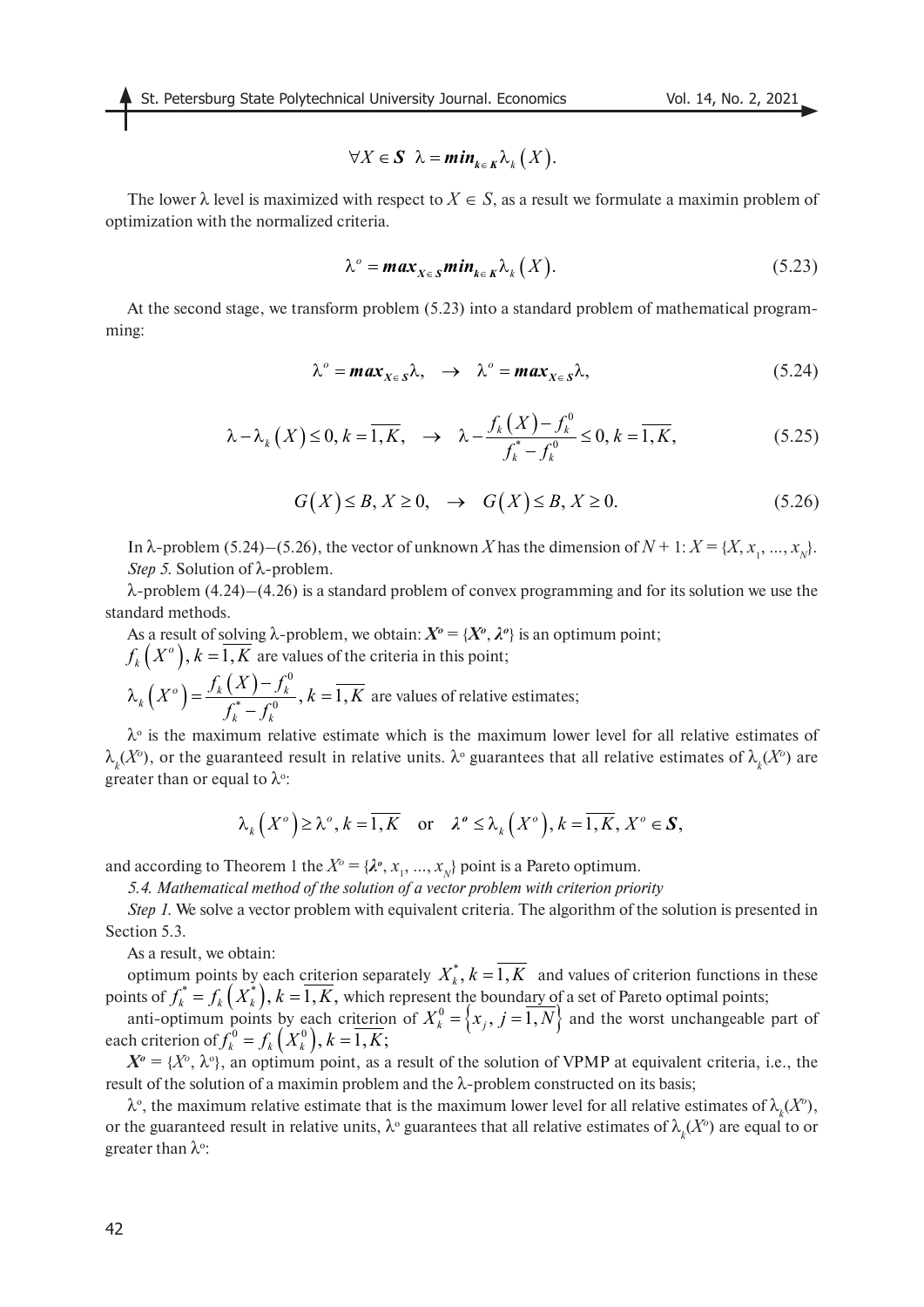$$\forall X \in \boldsymbol{S} \;\; \lambda = \boldsymbol{min}_{k \in \boldsymbol{K}} \lambda_k\left(X\right).$$

The lower $\lambda$ level is maximized with respect to $X \in S$, as a result we formulate a maximin problem of optimization with the normalized criteria.

$$\lambda^o = \boldsymbol{max}_{X \in \boldsymbol{S}} \boldsymbol{min}_{k \in \boldsymbol{K}} \lambda_k\left(X\right). \tag{5.23}$$

At the second stage, we transform problem (5.23) into a standard problem of mathematical programming:

$$\lambda^o = \boldsymbol{max}_{X \in \boldsymbol{S}} \lambda, \quad \rightarrow \quad \lambda^o = \boldsymbol{max}_{X \in \boldsymbol{S}} \lambda, \tag{5.24}$$

$$\lambda - \lambda_k\left(X\right) \le 0, k = \overline{1, K}, \quad \rightarrow \quad \lambda - \frac{f_k\left(X\right) - f_k^0}{f_k^* - f_k^0} \le 0, k = \overline{1, K}, \tag{5.25}$$

$$G\left(X\right) \le B, X \ge 0, \quad \rightarrow \quad G\left(X\right) \le B, X \ge 0. \tag{5.26}$$

In $\lambda$-problem (5.24)–(5.26), the vector of unknown $X$ has the dimension of $N + 1$: $X = \{X, x_1, ..., x_N\}$.

*Step 5.* Solution of $\lambda$-problem.

$\lambda$-problem (4.24)–(4.26) is a standard problem of convex programming and for its solution we use the standard methods.

As a result of solving $\lambda$-problem, we obtain: $\boldsymbol{X^o} = \{\boldsymbol{X^o}, \boldsymbol{\lambda^o}\}$ is an optimum point;

$f_k\left(X^o\right), k = \overline{1, K}$ are values of the criteria in this point;

$\lambda_k\left(X^o\right) = \dfrac{f_k\left(X\right) - f_k^0}{f_k^* - f_k^0}, k = \overline{1, K}$ are values of relative estimates;

$\lambda^o$ is the maximum relative estimate which is the maximum lower level for all relative estimates of $\lambda_k(X^o)$, or the guaranteed result in relative units. $\lambda^o$ guarantees that all relative estimates of $\lambda_k(X^o)$ are greater than or equal to $\lambda^o$:

$$\lambda_k\left(X^o\right) \ge \lambda^o, k = \overline{1, K} \quad \text{or} \quad \boldsymbol{\lambda^o} \le \lambda_k\left(X^o\right), k = \overline{1, K}, X^o \in \boldsymbol{S},$$

and according to Theorem 1 the $X^o = \{\boldsymbol{\lambda^o}, x_1, ..., x_N\}$ point is a Pareto optimum.

*5.4. Mathematical method of the solution of a vector problem with criterion priority*

*Step 1.* We solve a vector problem with equivalent criteria. The algorithm of the solution is presented in Section 5.3.

As a result, we obtain:

optimum points by each criterion separately $X_k^*, k = \overline{1, K}$ and values of criterion functions in these points of $f_k^* = f_k\left(X_k^*\right), k = \overline{1, K}$, which represent the boundary of a set of Pareto optimal points;

anti-optimum points by each criterion of $X_k^0 = \left\{x_j, j = \overline{1, N}\right\}$ and the worst unchangeable part of each criterion of $f_k^0 = f_k\left(X_k^0\right), k = \overline{1, K}$;

$\boldsymbol{X^o} = \{X^o, \lambda^o\}$, an optimum point, as a result of the solution of VPMP at equivalent criteria, i.e., the result of the solution of a maximin problem and the $\lambda$-problem constructed on its basis;

$\lambda^o$, the maximum relative estimate that is the maximum lower level for all relative estimates of $\lambda_k(X^o)$, or the guaranteed result in relative units, $\lambda^o$ guarantees that all relative estimates of $\lambda_k(X^o)$ are equal to or greater than $\lambda^o$: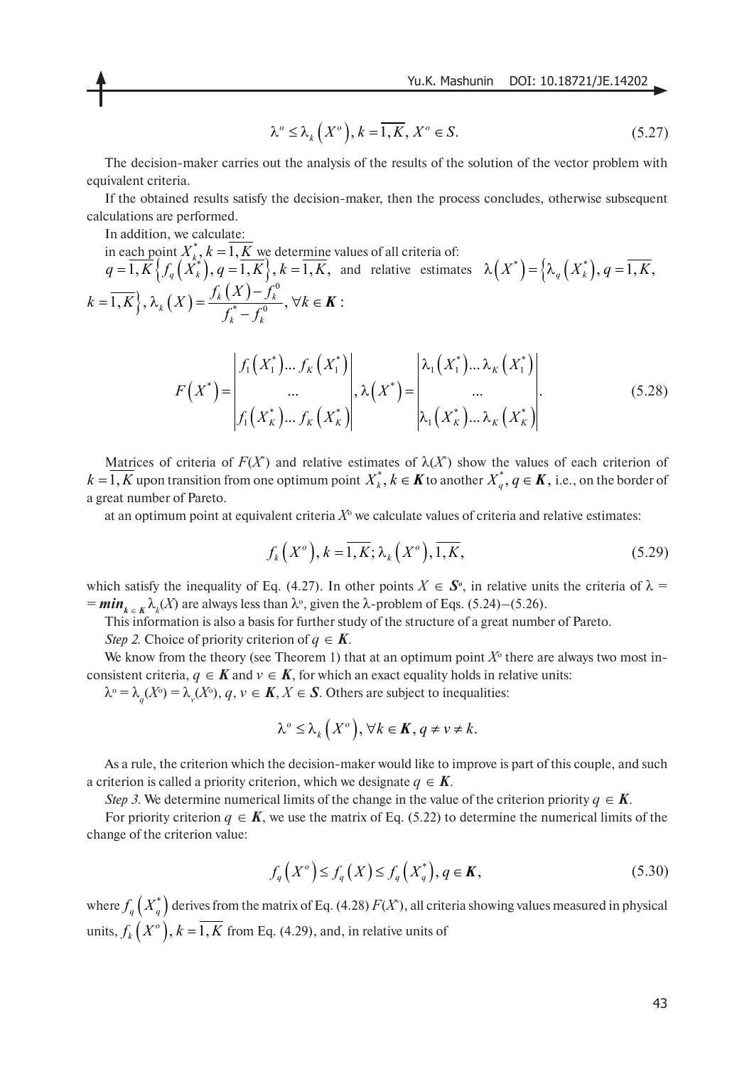$$\lambda^o \le \lambda_k\left(X^o\right), k=\overline{1,K}, X^o \in S. \tag{5.27}$$

The decision-maker carries out the analysis of the results of the solution of the vector problem with equivalent criteria.

If the obtained results satisfy the decision-maker, then the process concludes, otherwise subsequent calculations are performed.

In addition, we calculate:

in each point $X_k^*, k=\overline{1,K}$ we determine values of all criteria of: $q=\overline{1,K}\left\{f_q\left(X_k^*\right), q=\overline{1,K}\right\}, k=\overline{1,K}$, and relative estimates $\lambda\left(X^*\right)=\left\{\lambda_q\left(X_k^*\right), q=\overline{1,K}, k=\overline{1,K}\right\}, \lambda_k(X)=\dfrac{f_k(X)-f_k^0}{f_k^*-f_k^0}, \forall k \in \boldsymbol{K}$:

$$F\left(X^*\right)=\begin{vmatrix} f_1\left(X_1^*\right)\ldots f_K\left(X_1^*\right) \\ \ldots \\ f_1\left(X_K^*\right)\ldots f_K\left(X_K^*\right)\end{vmatrix}, \lambda\left(X^*\right)=\begin{vmatrix} \lambda_1\left(X_1^*\right)\ldots \lambda_K\left(X_1^*\right) \\ \ldots \\ \lambda_1\left(X_K^*\right)\ldots \lambda_K\left(X_K^*\right)\end{vmatrix}. \tag{5.28}$$

Matrices of criteria of $F(X^*)$ and relative estimates of $\lambda(X^*)$ show the values of each criterion of $k=\overline{1,K}$ upon transition from one optimum point $X_k^*, k \in \boldsymbol{K}$ to another $X_q^*, q \in \boldsymbol{K}$, i.e., on the border of a great number of Pareto.

at an optimum point at equivalent criteria $X^o$ we calculate values of criteria and relative estimates:

$$f_k\left(X^o\right), k=\overline{1,K}; \lambda_k\left(X^o\right), \overline{1,K}, \tag{5.29}$$

which satisfy the inequality of Eq. (4.27). In other points $X \in \boldsymbol{S}^o$, in relative units the criteria of $\lambda = \boldsymbol{min}_{k \in \boldsymbol{K}} \lambda_k(X)$ are always less than $\lambda^o$, given the $\lambda$-problem of Eqs. (5.24)–(5.26).

This information is also a basis for further study of the structure of a great number of Pareto.

*Step 2.* Choice of priority criterion of $q \in \boldsymbol{K}$.

We know from the theory (see Theorem 1) that at an optimum point $X^o$ there are always two most inconsistent criteria, $q \in \boldsymbol{K}$ and $v \in \boldsymbol{K}$, for which an exact equality holds in relative units:

$\lambda^o = \lambda_q(X^o) = \lambda_v(X^o)$, $q, v \in \boldsymbol{K}, X \in \boldsymbol{S}$. Others are subject to inequalities:

$$\lambda^o \le \lambda_k\left(X^o\right), \forall k \in \boldsymbol{K}, q \ne v \ne k.$$

As a rule, the criterion which the decision-maker would like to improve is part of this couple, and such a criterion is called a priority criterion, which we designate $q \in \boldsymbol{K}$.

*Step 3.* We determine numerical limits of the change in the value of the criterion priority $q \in \boldsymbol{K}$.

For priority criterion $q \in \boldsymbol{K}$, we use the matrix of Eq. (5.22) to determine the numerical limits of the change of the criterion value:

$$f_q\left(X^o\right) \le f_q(X) \le f_q\left(X_q^*\right), q \in \boldsymbol{K}, \tag{5.30}$$

where $f_q\left(X_q^*\right)$ derives from the matrix of Eq. (4.28) $F(X^*)$, all criteria showing values measured in physical units, $f_k\left(X^o\right), k=\overline{1,K}$ from Eq. (4.29), and, in relative units of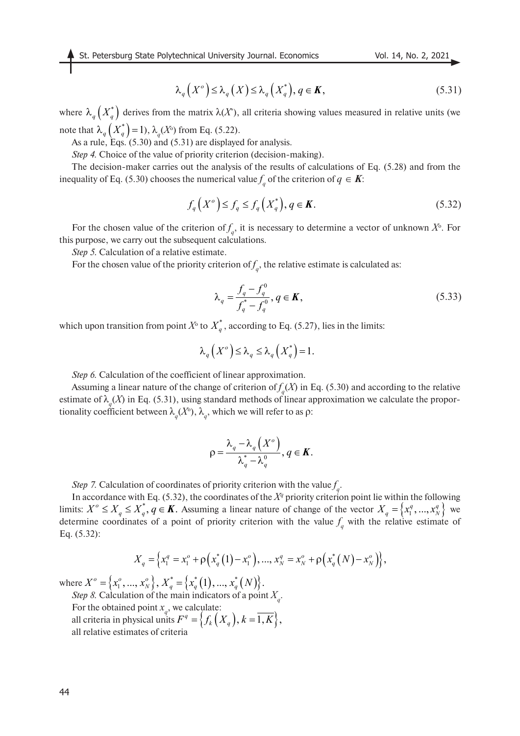$$\lambda_q\left(X^o\right) \leq \lambda_q\left(X\right) \leq \lambda_q\left(X_q^*\right), q \in \boldsymbol{K}, \tag{5.31}$$

where $\lambda_q\left(X_q^*\right)$ derives from the matrix $\lambda(X^*)$, all criteria showing values measured in relative units (we note that $\lambda_q\left(X_q^*\right) = 1$), $\lambda_q(X^o)$ from Eq. (5.22).

As a rule, Eqs. (5.30) and (5.31) are displayed for analysis.

*Step 4.* Choice of the value of priority criterion (decision-making).

The decision-maker carries out the analysis of the results of calculations of Eq. (5.28) and from the inequality of Eq. (5.30) chooses the numerical value $f_q$ of the criterion of $q \in \boldsymbol{K}$:

$$f_q\left(X^o\right) \leq f_q \leq f_q\left(X_q^*\right), q \in \boldsymbol{K}. \tag{5.32}$$

For the chosen value of the criterion of $f_q$, it is necessary to determine a vector of unknown $X^o$. For this purpose, we carry out the subsequent calculations.

*Step 5.* Calculation of a relative estimate.

For the chosen value of the priority criterion of $f_q$, the relative estimate is calculated as:

$$\lambda_q = \frac{f_q - f_q^0}{f_q^* - f_q^0}, q \in \boldsymbol{K}, \tag{5.33}$$

which upon transition from point $X^o$ to $X_q^*$, according to Eq. (5.27), lies in the limits:

$$\lambda_q\left(X^o\right) \leq \lambda_q \leq \lambda_q\left(X_q^*\right) = 1.$$

*Step 6.* Calculation of the coefficient of linear approximation.

Assuming a linear nature of the change of criterion of $f_q(X)$ in Eq. (5.30) and according to the relative estimate of $\lambda_q(X)$ in Eq. (5.31), using standard methods of linear approximation we calculate the proportionality coefficient between $\lambda_q(X^o)$, $\lambda_q$, which we will refer to as $\rho$:

$$\rho = \frac{\lambda_q - \lambda_q\left(X^o\right)}{\lambda_q^* - \lambda_q^0}, q \in \boldsymbol{K}.$$

*Step 7.* Calculation of coordinates of priority criterion with the value $f_q$.

In accordance with Eq. (5.32), the coordinates of the $X^q$ priority criterion point lie within the following limits: $X^o \leq X_q \leq X_q^*, q \in \boldsymbol{K}$. Assuming a linear nature of change of the vector $X_q = \left\{x_1^q, ..., x_N^q\right\}$ we determine coordinates of a point of priority criterion with the value $f_q$ with the relative estimate of Eq. (5.32):

$$X_q = \left\{x_1^q = x_1^o + \rho\left(x_q^*(1) - x_1^o\right), ..., x_N^q = x_N^o + \rho\left(x_q^*(N) - x_N^o\right)\right\},$$

where $X^o = \left\{x_1^o, ..., x_N^o\right\}$, $X_q^* = \left\{x_q^*(1), ..., x_q^*(N)\right\}$.

*Step 8.* Calculation of the main indicators of a point $X_q$.

For the obtained point $x_q$, we calculate:

all criteria in physical units $F^q = \left\{f_k\left(X_q\right), k = \overline{1, K}\right\}$,

all relative estimates of criteria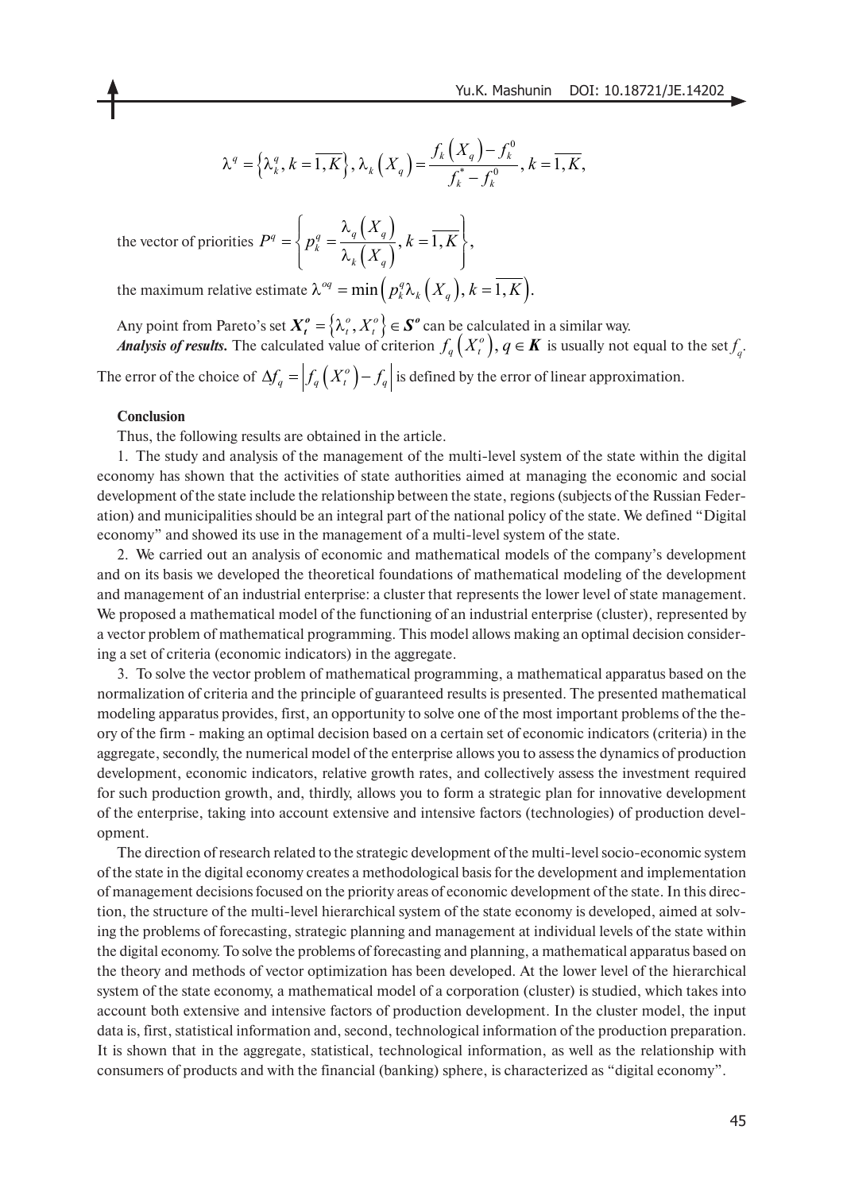$$\lambda^q = \left\{\lambda_k^q, k = \overline{1,K}\right\}, \lambda_k\left(X_q\right) = \frac{f_k\left(X_q\right) - f_k^0}{f_k^* - f_k^0}, k = \overline{1,K},$$

the vector of priorities $P^q = \left\{ p_k^q = \dfrac{\lambda_q\left(X_q\right)}{\lambda_k\left(X_q\right)}, k = \overline{1,K} \right\},$

the maximum relative estimate $\lambda^{oq} = \min\left(p_k^q \lambda_k\left(X_q\right), k = \overline{1,K}\right).$

Any point from Pareto's set $\boldsymbol{X}_t^o = \left\{\lambda_t^o, X_t^o\right\} \in \boldsymbol{S}^o$ can be calculated in a similar way.

***Analysis of results.*** The calculated value of criterion $f_q\left(X_t^o\right), q \in \boldsymbol{K}$ is usually not equal to the set $f_q$. The error of the choice of $\Delta f_q = \left| f_q\left(X_t^o\right) - f_q \right|$ is defined by the error of linear approximation.

**Conclusion**

Thus, the following results are obtained in the article.

1. The study and analysis of the management of the multi-level system of the state within the digital economy has shown that the activities of state authorities aimed at managing the economic and social development of the state include the relationship between the state, regions (subjects of the Russian Federation) and municipalities should be an integral part of the national policy of the state. We defined "Digital economy" and showed its use in the management of a multi-level system of the state.

2. We carried out an analysis of economic and mathematical models of the company's development and on its basis we developed the theoretical foundations of mathematical modeling of the development and management of an industrial enterprise: a cluster that represents the lower level of state management. We proposed a mathematical model of the functioning of an industrial enterprise (cluster), represented by a vector problem of mathematical programming. This model allows making an optimal decision considering a set of criteria (economic indicators) in the aggregate.

3. To solve the vector problem of mathematical programming, a mathematical apparatus based on the normalization of criteria and the principle of guaranteed results is presented. The presented mathematical modeling apparatus provides, first, an opportunity to solve one of the most important problems of the theory of the firm - making an optimal decision based on a certain set of economic indicators (criteria) in the aggregate, secondly, the numerical model of the enterprise allows you to assess the dynamics of production development, economic indicators, relative growth rates, and collectively assess the investment required for such production growth, and, thirdly, allows you to form a strategic plan for innovative development of the enterprise, taking into account extensive and intensive factors (technologies) of production development.

The direction of research related to the strategic development of the multi-level socio-economic system of the state in the digital economy creates a methodological basis for the development and implementation of management decisions focused on the priority areas of economic development of the state. In this direction, the structure of the multi-level hierarchical system of the state economy is developed, aimed at solving the problems of forecasting, strategic planning and management at individual levels of the state within the digital economy. To solve the problems of forecasting and planning, a mathematical apparatus based on the theory and methods of vector optimization has been developed. At the lower level of the hierarchical system of the state economy, a mathematical model of a corporation (cluster) is studied, which takes into account both extensive and intensive factors of production development. In the cluster model, the input data is, first, statistical information and, second, technological information of the production preparation. It is shown that in the aggregate, statistical, technological information, as well as the relationship with consumers of products and with the financial (banking) sphere, is characterized as "digital economy".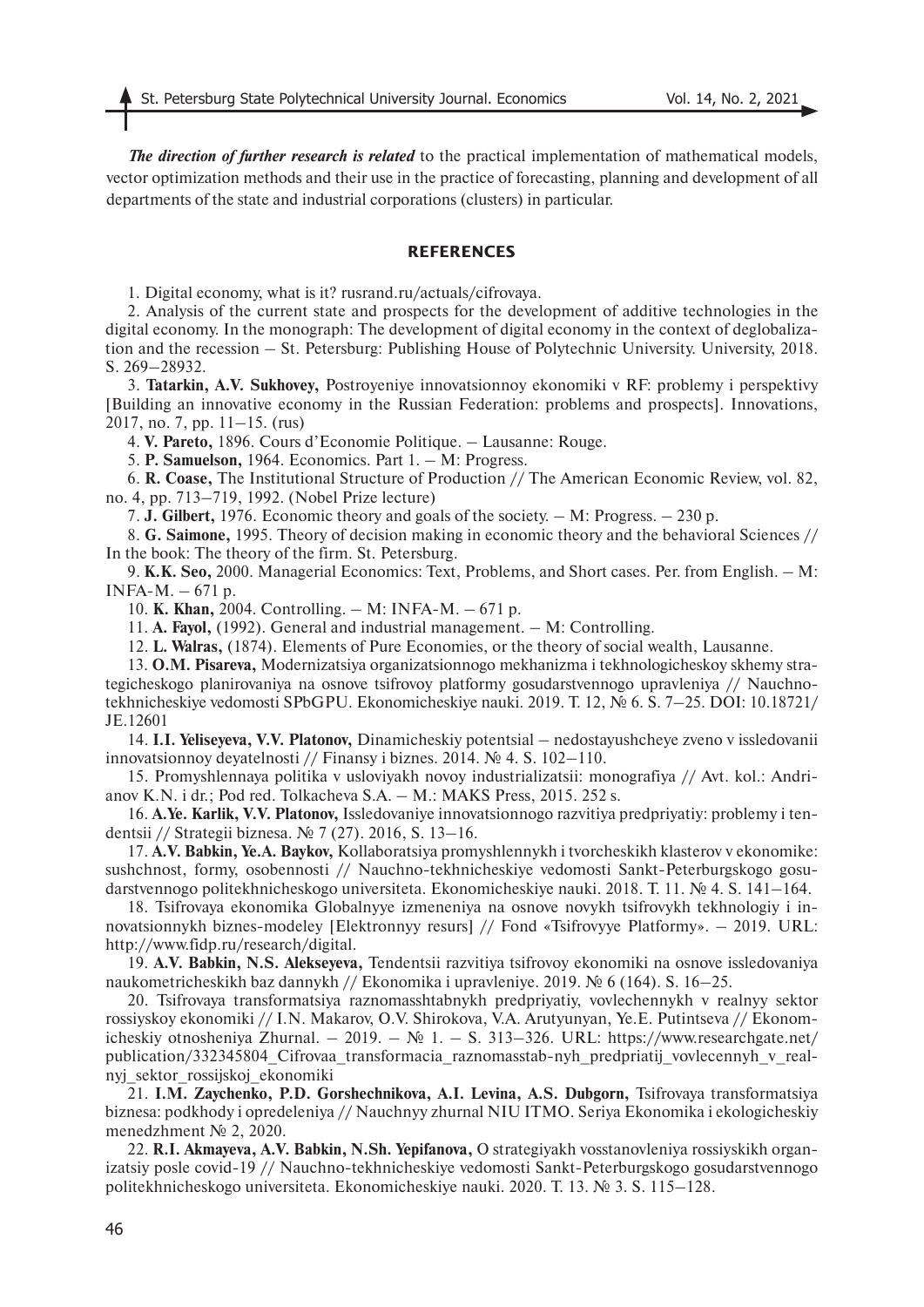***The direction of further research is related*** to the practical implementation of mathematical models, vector optimization methods and their use in the practice of forecasting, planning and development of all departments of the state and industrial corporations (clusters) in particular.

## REFERENCES

1. Digital economy, what is it? rusrand.ru/actuals/cifrovaya.

2. Analysis of the current state and prospects for the development of additive technologies in the digital economy. In the monograph: The development of digital economy in the context of deglobalization and the recession – St. Petersburg: Publishing House of Polytechnic University. University, 2018. S. 269–28932.

3. **Tatarkin, A.V. Sukhovey,** Postroyeniye innovatsionnoy ekonomiki v RF: problemy i perspektivy [Building an innovative economy in the Russian Federation: problems and prospects]. Innovations, 2017, no. 7, pp. 11–15. (rus)

4. **V. Pareto,** 1896. Cours d'Economie Politique. – Lausanne: Rouge.

5. **P. Samuelson,** 1964. Economics. Part 1. – M: Progress.

6. **R. Coase,** The Institutional Structure of Production // The American Economic Review, vol. 82, no. 4, pp. 713–719, 1992. (Nobel Prize lecture)

7. **J. Gilbert,** 1976. Economic theory and goals of the society. – M: Progress. – 230 p.

8. **G. Saimone,** 1995. Theory of decision making in economic theory and the behavioral Sciences // In the book: The theory of the firm. St. Petersburg.

9. **K.K. Seo,** 2000. Managerial Economics: Text, Problems, and Short cases. Per. from English. – M: INFA-M. – 671 p.

10. **K. Khan,** 2004. Controlling. – M: INFA-M. – 671 p.

11. **A. Fayol,** (1992). General and industrial management. – M: Controlling.

12. **L. Walras,** (1874). Elements of Pure Economies, or the theory of social wealth, Lausanne.

13. **O.M. Pisareva,** Modernizatsiya organizatsionnogo mekhanizma i tekhnologicheskoy skhemy strategicheskogo planirovaniya na osnove tsifrovoy platformy gosudarstvennogo upravleniya // Nauchno-tekhnicheskiye vedomosti SPbGPU. Ekonomicheskiye nauki. 2019. T. 12, № 6. S. 7–25. DOI: 10.18721/JE.12601

14. **I.I. Yeliseyeva, V.V. Platonov,** Dinamicheskiy potentsial – nedostayushcheye zveno v issledovanii innovatsionnoy deyatelnosti // Finansy i biznes. 2014. № 4. S. 102–110.

15. Promyshlennaya politika v usloviyakh novoy industrializatsii: monografiya // Avt. kol.: Andrianov K.N. i dr.; Pod red. Tolkacheva S.A. – M.: MAKS Press, 2015. 252 s.

16. **A.Ye. Karlik, V.V. Platonov,** Issledovaniye innovatsionnogo razvitiya predpriyatiy: problemy i tendentsii // Strategii biznesa. № 7 (27). 2016, S. 13–16.

17. **A.V. Babkin, Ye.A. Baykov,** Kollaboratsiya promyshlennykh i tvorcheskikh klasterov v ekonomike: sushchnost, formy, osobennosti // Nauchno-tekhnicheskiye vedomosti Sankt-Peterburgskogo gosudarstvennogo politekhnicheskogo universiteta. Ekonomicheskiye nauki. 2018. T. 11. № 4. S. 141–164.

18. Tsifrovaya ekonomika Globalnyye izmeneniya na osnove novykh tsifrovykh tekhnologiy i innovatsionnykh biznes-modeley [Elektronnyy resurs] // Fond «Tsifrovyye Platformy». – 2019. URL: http://www.fidp.ru/research/digital.

19. **A.V. Babkin, N.S. Alekseyeva,** Tendentsii razvitiya tsifrovoy ekonomiki na osnove issledovaniya naukometricheskikh baz dannykh // Ekonomika i upravleniye. 2019. № 6 (164). S. 16–25.

20. Tsifrovaya transformatsiya raznomasshtabnykh predpriyatiy, vovlechennykh v realnyy sektor rossiyskoy ekonomiki // I.N. Makarov, O.V. Shirokova, V.A. Arutyunyan, Ye.E. Putintseva // Ekonomicheskiy otnosheniya Zhurnal. – 2019. – № 1. – S. 313–326. URL: https://www.researchgate.net/publication/332345804_Cifrovaa_transformacia_raznomasstab-nyh_predpriatij_vovlecennyh_v_realnyj_sektor_rossijskoj_ekonomiki

21. **I.M. Zaychenko, P.D. Gorshechnikova, A.I. Levina, A.S. Dubgorn,** Tsifrovaya transformatsiya biznesa: podkhody i opredeleniya // Nauchnyy zhurnal NIU ITMO. Seriya Ekonomika i ekologicheskiy menedzhment № 2, 2020.

22. **R.I. Akmayeva, A.V. Babkin, N.Sh. Yepifanova,** O strategiyakh vosstanovleniya rossiyskikh organizatsiy posle covid-19 // Nauchno-tekhnicheskiye vedomosti Sankt-Peterburgskogo gosudarstvennogo politekhnicheskogo universiteta. Ekonomicheskiye nauki. 2020. T. 13. № 3. S. 115–128.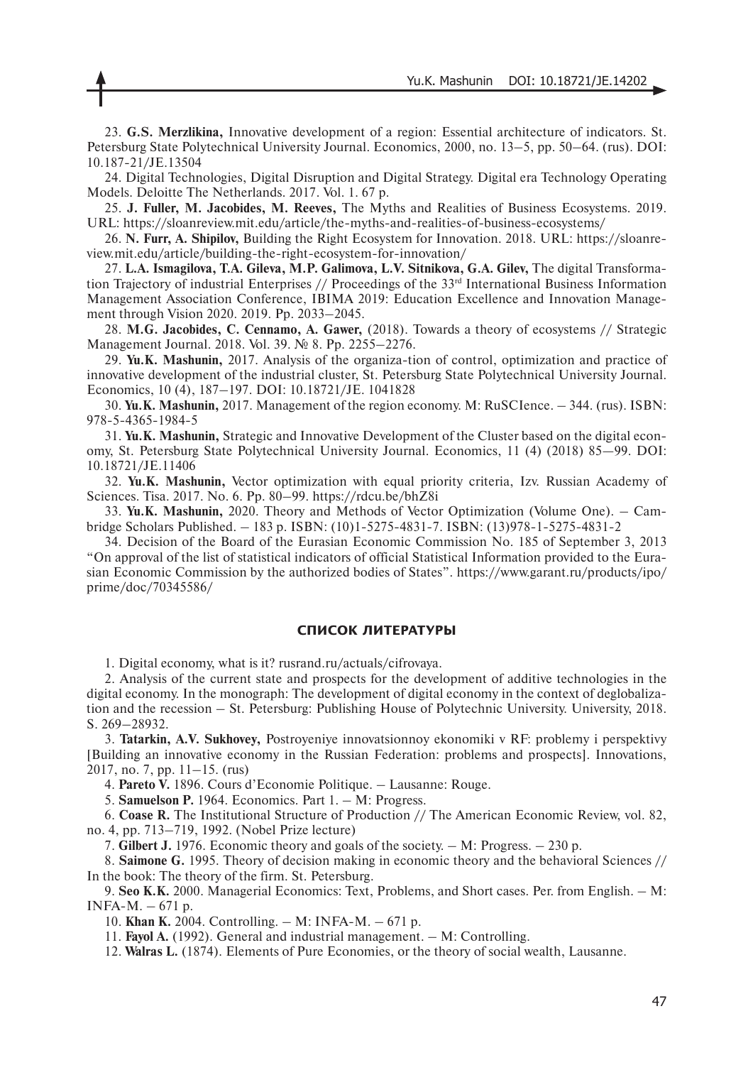23. **G.S. Merzlikina,** Innovative development of a region: Essential architecture of indicators. St. Petersburg State Polytechnical University Journal. Economics, 2000, no. 13–5, pp. 50–64. (rus). DOI: 10.187-21/JE.13504

24. Digital Technologies, Digital Disruption and Digital Strategy. Digital era Technology Operating Models. Deloitte The Netherlands. 2017. Vol. 1. 67 p.

25. **J. Fuller, M. Jacobides, M. Reeves,** The Myths and Realities of Business Ecosystems. 2019. URL: https://sloanreview.mit.edu/article/the-myths-and-realities-of-business-ecosystems/

26. **N. Furr, A. Shipilov,** Building the Right Ecosystem for Innovation. 2018. URL: https://sloanreview.mit.edu/article/building-the-right-ecosystem-for-innovation/

27. **L.A. Ismagilova, T.A. Gileva, M.P. Galimova, L.V. Sitnikova, G.A. Gilev,** The digital Transformation Trajectory of industrial Enterprises // Proceedings of the 33rd International Business Information Management Association Conference, IBIMA 2019: Education Excellence and Innovation Management through Vision 2020. 2019. Pp. 2033–2045.

28. **M.G. Jacobides, C. Cennamo, A. Gawer,** (2018). Towards a theory of ecosystems // Strategic Management Journal. 2018. Vol. 39. № 8. Pp. 2255–2276.

29. **Yu.K. Mashunin,** 2017. Analysis of the organiza-tion of control, optimization and practice of innovative development of the industrial cluster, St. Petersburg State Polytechnical University Journal. Economics, 10 (4), 187–197. DOI: 10.18721/JE. 1041828

30. **Yu.K. Mashunin,** 2017. Management of the region economy. M: RuSCIence. – 344. (rus). ISBN: 978-5-4365-1984-5

31. **Yu.K. Mashunin,** Strategic and Innovative Development of the Cluster based on the digital economy, St. Petersburg State Polytechnical University Journal. Economics, 11 (4) (2018) 85—99. DOI: 10.18721/JE.11406

32. **Yu.K. Mashunin,** Vector optimization with equal priority criteria, Izv. Russian Academy of Sciences. Tisa. 2017. No. 6. Pp. 80–99. https://rdcu.be/bhZ8i

33. **Yu.K. Mashunin,** 2020. Theory and Methods of Vector Optimization (Volume One). – Cambridge Scholars Published. – 183 p. ISBN: (10)1-5275-4831-7. ISBN: (13)978-1-5275-4831-2

34. Decision of the Board of the Eurasian Economic Commission No. 185 of September 3, 2013 "On approval of the list of statistical indicators of official Statistical Information provided to the Eurasian Economic Commission by the authorized bodies of States". https://www.garant.ru/products/ipo/prime/doc/70345586/

## СПИСОК ЛИТЕРАТУРЫ

1. Digital economy, what is it? rusrand.ru/actuals/cifrovaya.

2. Analysis of the current state and prospects for the development of additive technologies in the digital economy. In the monograph: The development of digital economy in the context of deglobalization and the recession – St. Petersburg: Publishing House of Polytechnic University. University, 2018. S. 269–28932.

3. **Tatarkin, A.V. Sukhovey,** Postroyeniye innovatsionnoy ekonomiki v RF: problemy i perspektivy [Building an innovative economy in the Russian Federation: problems and prospects]. Innovations, 2017, no. 7, pp. 11–15. (rus)

4. **Pareto V.** 1896. Cours d'Economie Politique. – Lausanne: Rouge.

5. **Samuelson P.** 1964. Economics. Part 1. – M: Progress.

6. **Coase R.** The Institutional Structure of Production // The American Economic Review, vol. 82, no. 4, pp. 713–719, 1992. (Nobel Prize lecture)

7. **Gilbert J.** 1976. Economic theory and goals of the society. – M: Progress. – 230 p.

8. **Saimone G.** 1995. Theory of decision making in economic theory and the behavioral Sciences // In the book: The theory of the firm. St. Petersburg.

9. **Seo K.K.** 2000. Managerial Economics: Text, Problems, and Short cases. Per. from English. – M: INFA-M. – 671 p.

10. **Khan K.** 2004. Controlling. – M: INFA-M. – 671 p.

11. **Fayol A.** (1992). General and industrial management. – M: Controlling.

12. **Walras L.** (1874). Elements of Pure Economies, or the theory of social wealth, Lausanne.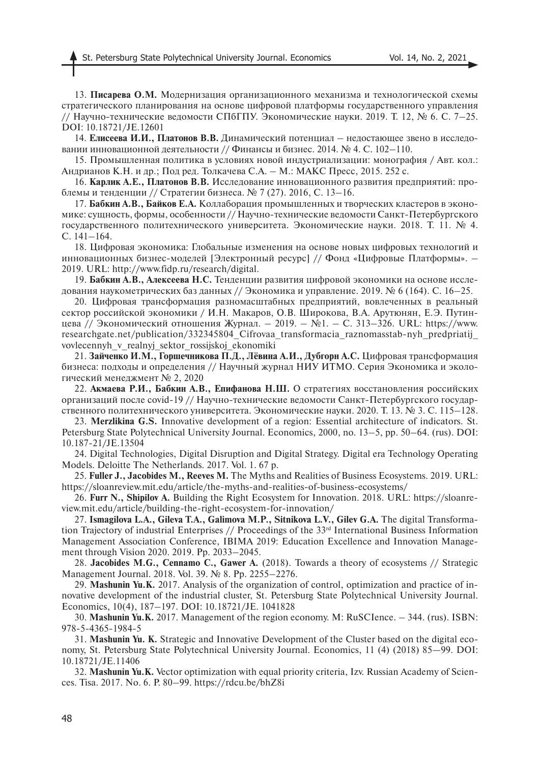13. **Писарева О.М.** Модернизация организационного механизма и технологической схемы стратегического планирования на основе цифровой платформы государственного управления // Научно-технические ведомости СПбГПУ. Экономические науки. 2019. Т. 12, № 6. С. 7–25. DOI: 10.18721/JE.12601

14. **Елисеева И.И., Платонов В.В.** Динамический потенциал – недостающее звено в исследовании инновационной деятельности // Финансы и бизнес. 2014. № 4. С. 102–110.

15. Промышленная политика в условиях новой индустриализации: монография / Авт. кол.: Андрианов К.Н. и др.; Под ред. Толкачева С.А. – М.: МАКС Пресс, 2015. 252 с.

16. **Карлик А.Е., Платонов В.В.** Исследование инновационного развития предприятий: проблемы и тенденции // Стратегии бизнеса. № 7 (27). 2016, С. 13–16.

17. **Бабкин А.В., Байков Е.А.** Коллаборация промышленных и творческих кластеров в экономике: сущность, формы, особенности // Научно-технические ведомости Санкт-Петербургского государственного политехнического университета. Экономические науки. 2018. Т. 11. № 4. С. 141–164.

18. Цифровая экономика: Глобальные изменения на основе новых цифровых технологий и инновационных бизнес-моделей [Электронный ресурс] // Фонд «Цифровые Платформы». – 2019. URL: http://www.fidp.ru/research/digital.

19. **Бабкин А.В., Алексеева Н.С.** Тенденции развития цифровой экономики на основе исследования наукометрических баз данных // Экономика и управление. 2019. № 6 (164). С. 16–25.

20. Цифровая трансформация разномасштабных предприятий, вовлеченных в реальный сектор российской экономики / И.Н. Макаров, О.В. Широкова, В.А. Арутюнян, Е.Э. Путинцева // Экономический отношения Журнал. – 2019. – №1. – С. 313–326. URL: https://www.researchgate.net/publication/332345804_Cifrovaa_transformacia_raznomasstab-nyh_predpriatij_vovlecennyh_v_realnyj_sektor_rossijskoj_ekonomiki

21. **Зайченко И.М., Горшечникова П.Д., Лёвина А.И., Дубгорн А.С.** Цифровая трансформация бизнеса: подходы и определения // Научный журнал НИУ ИТМО. Серия Экономика и экологический менеджмент № 2, 2020

22. **Акмаева Р.И., Бабкин А.В., Епифанова Н.Ш.** О стратегиях восстановления российских организаций после covid-19 // Научно-технические ведомости Санкт-Петербургского государственного политехнического университета. Экономические науки. 2020. Т. 13. № 3. С. 115–128.

23. **Merzlikina G.S.** Innovative development of a region: Essential architecture of indicators. St. Petersburg State Polytechnical University Journal. Economics, 2000, no. 13–5, pp. 50–64. (rus). DOI: 10.187-21/JE.13504

24. Digital Technologies, Digital Disruption and Digital Strategy. Digital era Technology Operating Models. Deloitte The Netherlands. 2017. Vol. 1. 67 p.

25. **Fuller J., Jacobides M., Reeves M.** The Myths and Realities of Business Ecosystems. 2019. URL: https://sloanreview.mit.edu/article/the-myths-and-realities-of-business-ecosystems/

26. **Furr N., Shipilov A.** Building the Right Ecosystem for Innovation. 2018. URL: https://sloanreview.mit.edu/article/building-the-right-ecosystem-for-innovation/

27. **Ismagilova L.A., Gileva T.A., Galimova M.P., Sitnikova L.V., Gilev G.A.** The digital Transformation Trajectory of industrial Enterprises // Proceedings of the 33rd International Business Information Management Association Conference, IBIMA 2019: Education Excellence and Innovation Management through Vision 2020. 2019. Pp. 2033–2045.

28. **Jacobides M.G., Cennamo C., Gawer A.** (2018). Towards a theory of ecosystems // Strategic Management Journal. 2018. Vol. 39. № 8. Pp. 2255–2276.

29. **Mashunin Yu.K.** 2017. Analysis of the organization of control, optimization and practice of innovative development of the industrial cluster, St. Petersburg State Polytechnical University Journal. Economics, 10(4), 187–197. DOI: 10.18721/JE. 1041828

30. **Mashunin Yu.K.** 2017. Management of the region economy. M: RuSCIence. – 344. (rus). ISBN: 978-5-4365-1984-5

31. **Mashunin Yu. K.** Strategic and Innovative Development of the Cluster based on the digital economy, St. Petersburg State Polytechnical University Journal. Economics, 11 (4) (2018) 85—99. DOI: 10.18721/JE.11406

32. **Mashunin Yu.K.** Vector optimization with equal priority criteria, Izv. Russian Academy of Sciences. Tisa. 2017. No. 6. P. 80–99. https://rdcu.be/bhZ8i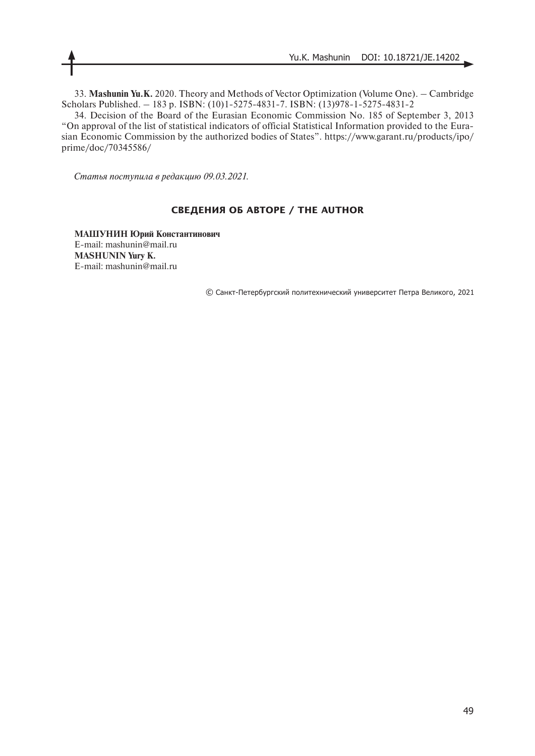33. **Mashunin Yu.K.** 2020. Theory and Methods of Vector Optimization (Volume One). – Cambridge Scholars Published. – 183 p. ISBN: (10)1-5275-4831-7. ISBN: (13)978-1-5275-4831-2

34. Decision of the Board of the Eurasian Economic Commission No. 185 of September 3, 2013 "On approval of the list of statistical indicators of official Statistical Information provided to the Eurasian Economic Commission by the authorized bodies of States". https://www.garant.ru/products/ipo/prime/doc/70345586/

*Статья поступила в редакцию 09.03.2021.*

## СВЕДЕНИЯ ОБ АВТОРЕ / THE AUTHOR

**МАШУНИН Юрий Константинович**
E-mail: mashunin@mail.ru
**MASHUNIN Yury K.**
E-mail: mashunin@mail.ru

© Санкт-Петербургский политехнический университет Петра Великого, 2021